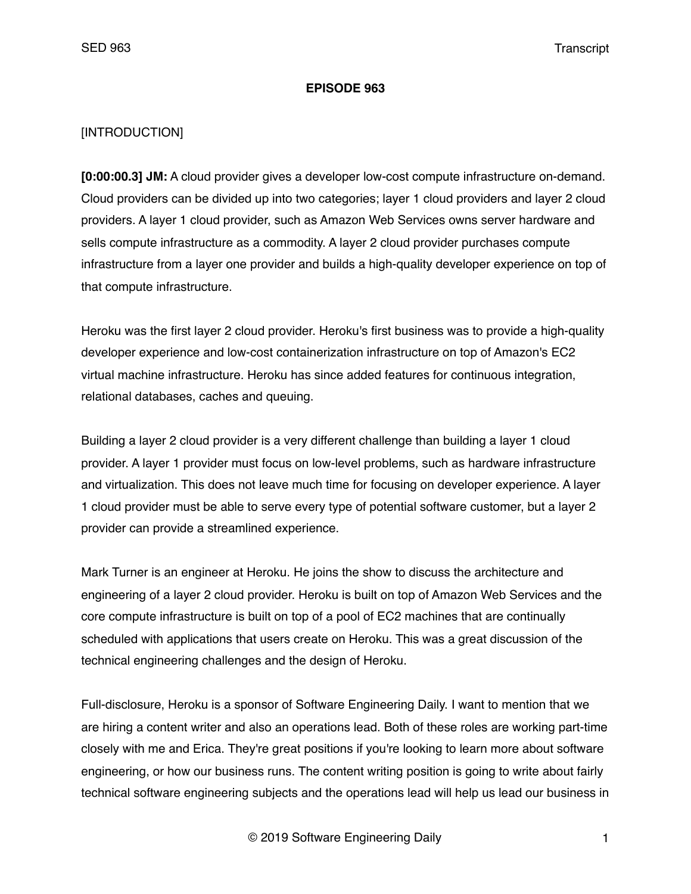**EPISODE 963**

[INTRODUCTION]

**[0:00:00.3] JM:** A cloud provider gives a developer low-cost compute infrastructure on-demand. Cloud providers can be divided up into two categories; layer 1 cloud providers and layer 2 cloud providers. A layer 1 cloud provider, such as Amazon Web Services owns server hardware and sells compute infrastructure as a commodity. A layer 2 cloud provider purchases compute infrastructure from a layer one provider and builds a high-quality developer experience on top of that compute infrastructure.

Heroku was the first layer 2 cloud provider. Heroku's first business was to provide a high-quality developer experience and low-cost containerization infrastructure on top of Amazon's EC2 virtual machine infrastructure. Heroku has since added features for continuous integration, relational databases, caches and queuing.

Building a layer 2 cloud provider is a very different challenge than building a layer 1 cloud provider. A layer 1 provider must focus on low-level problems, such as hardware infrastructure and virtualization. This does not leave much time for focusing on developer experience. A layer 1 cloud provider must be able to serve every type of potential software customer, but a layer 2 provider can provide a streamlined experience.

Mark Turner is an engineer at Heroku. He joins the show to discuss the architecture and engineering of a layer 2 cloud provider. Heroku is built on top of Amazon Web Services and the core compute infrastructure is built on top of a pool of EC2 machines that are continually scheduled with applications that users create on Heroku. This was a great discussion of the technical engineering challenges and the design of Heroku.

Full-disclosure, Heroku is a sponsor of Software Engineering Daily. I want to mention that we are hiring a content writer and also an operations lead. Both of these roles are working part-time closely with me and Erica. They're great positions if you're looking to learn more about software engineering, or how our business runs. The content writing position is going to write about fairly technical software engineering subjects and the operations lead will help us lead our business in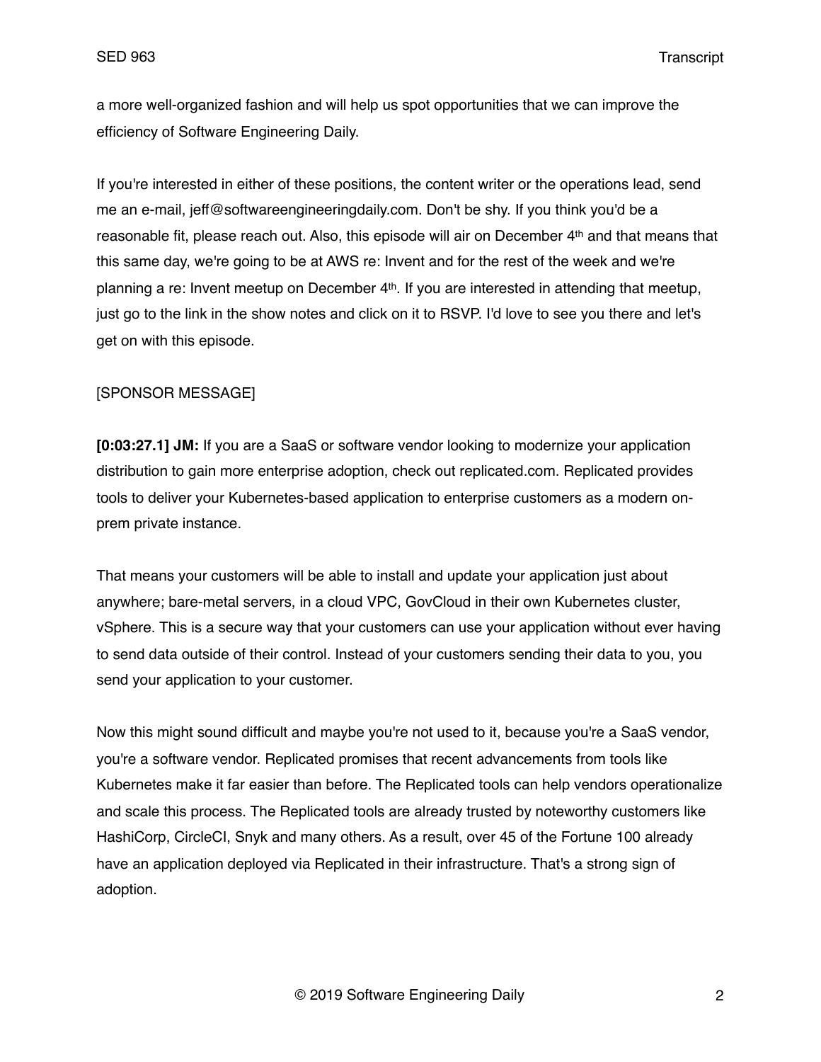a more well-organized fashion and will help us spot opportunities that we can improve the efficiency of Software Engineering Daily.

If you're interested in either of these positions, the content writer or the operations lead, send me an e-mail, jeff@softwareengineeringdaily.com. Don't be shy. If you think you'd be a reasonable fit, please reach out. Also, this episode will air on December 4th and that means that this same day, we're going to be at AWS re: Invent and for the rest of the week and we're planning a re: Invent meetup on December 4th. If you are interested in attending that meetup, just go to the link in the show notes and click on it to RSVP. I'd love to see you there and let's get on with this episode.

[SPONSOR MESSAGE]

**[0:03:27.1] JM:** If you are a SaaS or software vendor looking to modernize your application distribution to gain more enterprise adoption, check out replicated.com. Replicated provides tools to deliver your Kubernetes-based application to enterprise customers as a modern on-prem private instance.

That means your customers will be able to install and update your application just about anywhere; bare-metal servers, in a cloud VPC, GovCloud in their own Kubernetes cluster, vSphere. This is a secure way that your customers can use your application without ever having to send data outside of their control. Instead of your customers sending their data to you, you send your application to your customer.

Now this might sound difficult and maybe you're not used to it, because you're a SaaS vendor, you're a software vendor. Replicated promises that recent advancements from tools like Kubernetes make it far easier than before. The Replicated tools can help vendors operationalize and scale this process. The Replicated tools are already trusted by noteworthy customers like HashiCorp, CircleCI, Snyk and many others. As a result, over 45 of the Fortune 100 already have an application deployed via Replicated in their infrastructure. That's a strong sign of adoption.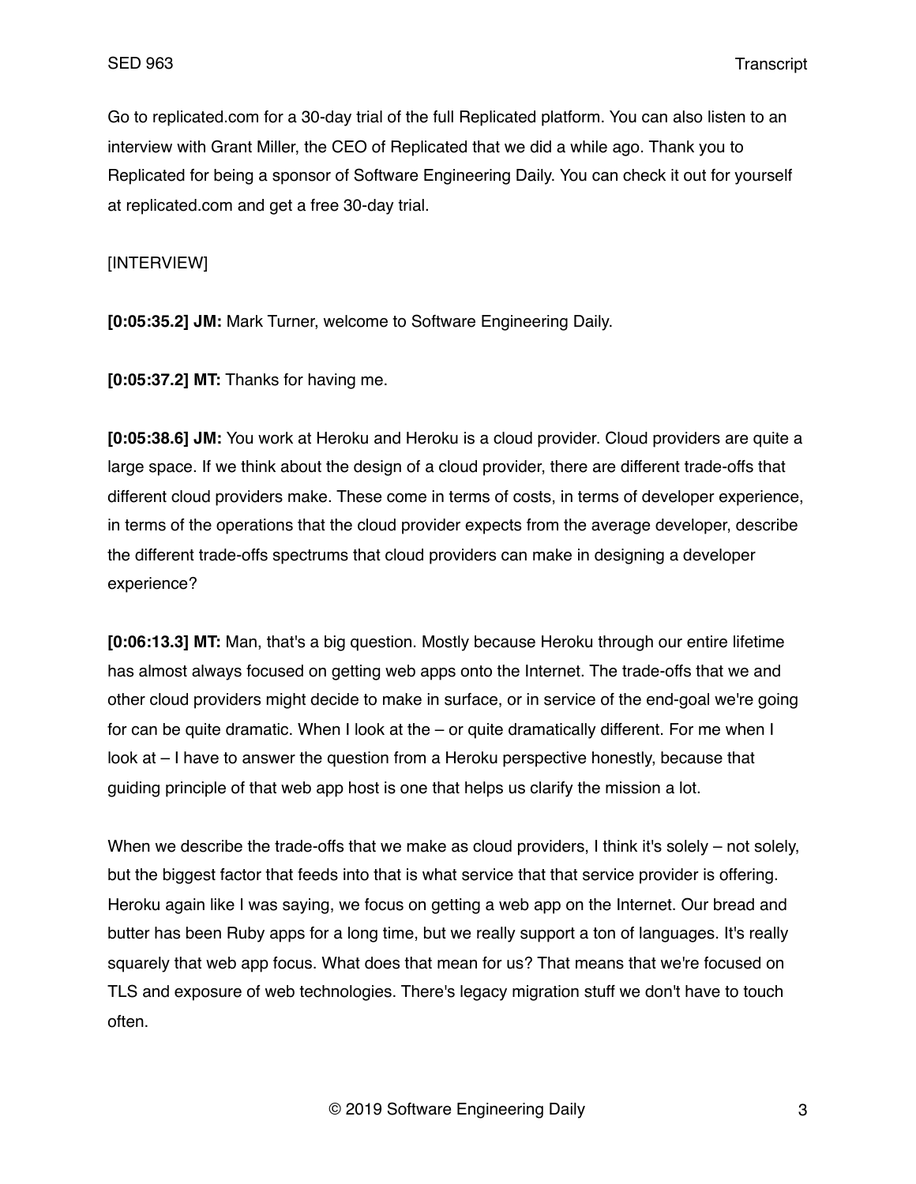Go to replicated.com for a 30-day trial of the full Replicated platform. You can also listen to an interview with Grant Miller, the CEO of Replicated that we did a while ago. Thank you to Replicated for being a sponsor of Software Engineering Daily. You can check it out for yourself at replicated.com and get a free 30-day trial.

[INTERVIEW]

**[0:05:35.2] JM:** Mark Turner, welcome to Software Engineering Daily.

**[0:05:37.2] MT:** Thanks for having me.

**[0:05:38.6] JM:** You work at Heroku and Heroku is a cloud provider. Cloud providers are quite a large space. If we think about the design of a cloud provider, there are different trade-offs that different cloud providers make. These come in terms of costs, in terms of developer experience, in terms of the operations that the cloud provider expects from the average developer, describe the different trade-offs spectrums that cloud providers can make in designing a developer experience?

**[0:06:13.3] MT:** Man, that's a big question. Mostly because Heroku through our entire lifetime has almost always focused on getting web apps onto the Internet. The trade-offs that we and other cloud providers might decide to make in surface, or in service of the end-goal we're going for can be quite dramatic. When I look at the – or quite dramatically different. For me when I look at – I have to answer the question from a Heroku perspective honestly, because that guiding principle of that web app host is one that helps us clarify the mission a lot.

When we describe the trade-offs that we make as cloud providers, I think it's solely – not solely, but the biggest factor that feeds into that is what service that that service provider is offering. Heroku again like I was saying, we focus on getting a web app on the Internet. Our bread and butter has been Ruby apps for a long time, but we really support a ton of languages. It's really squarely that web app focus. What does that mean for us? That means that we're focused on TLS and exposure of web technologies. There's legacy migration stuff we don't have to touch often.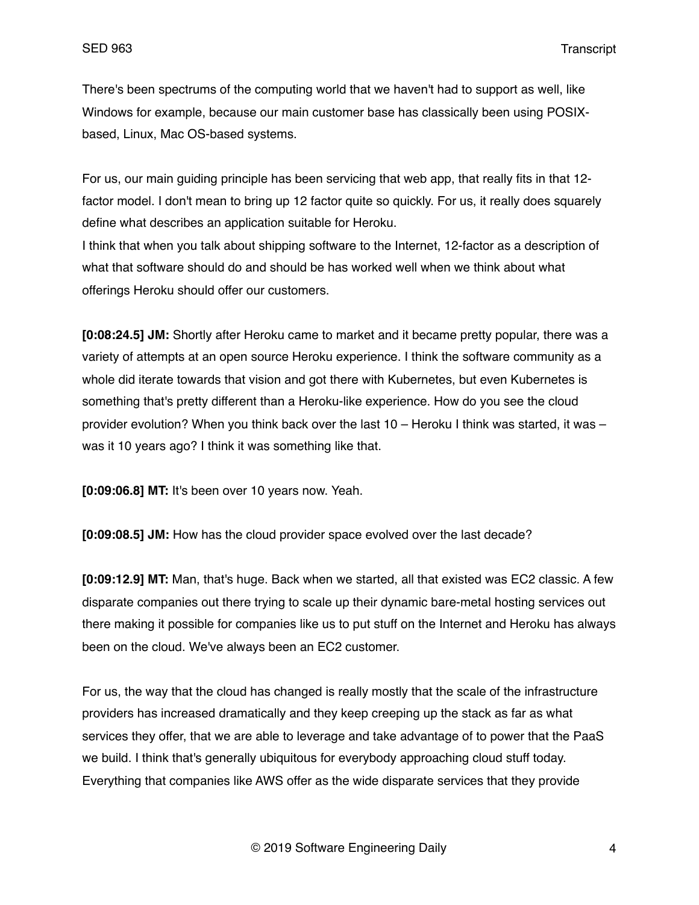There's been spectrums of the computing world that we haven't had to support as well, like Windows for example, because our main customer base has classically been using POSIX-based, Linux, Mac OS-based systems.

For us, our main guiding principle has been servicing that web app, that really fits in that 12-factor model. I don't mean to bring up 12 factor quite so quickly. For us, it really does squarely define what describes an application suitable for Heroku.
I think that when you talk about shipping software to the Internet, 12-factor as a description of what that software should do and should be has worked well when we think about what offerings Heroku should offer our customers.

**[0:08:24.5] JM:** Shortly after Heroku came to market and it became pretty popular, there was a variety of attempts at an open source Heroku experience. I think the software community as a whole did iterate towards that vision and got there with Kubernetes, but even Kubernetes is something that's pretty different than a Heroku-like experience. How do you see the cloud provider evolution? When you think back over the last 10 – Heroku I think was started, it was – was it 10 years ago? I think it was something like that.

**[0:09:06.8] MT:** It's been over 10 years now. Yeah.

**[0:09:08.5] JM:** How has the cloud provider space evolved over the last decade?

**[0:09:12.9] MT:** Man, that's huge. Back when we started, all that existed was EC2 classic. A few disparate companies out there trying to scale up their dynamic bare-metal hosting services out there making it possible for companies like us to put stuff on the Internet and Heroku has always been on the cloud. We've always been an EC2 customer.

For us, the way that the cloud has changed is really mostly that the scale of the infrastructure providers has increased dramatically and they keep creeping up the stack as far as what services they offer, that we are able to leverage and take advantage of to power that the PaaS we build. I think that's generally ubiquitous for everybody approaching cloud stuff today. Everything that companies like AWS offer as the wide disparate services that they provide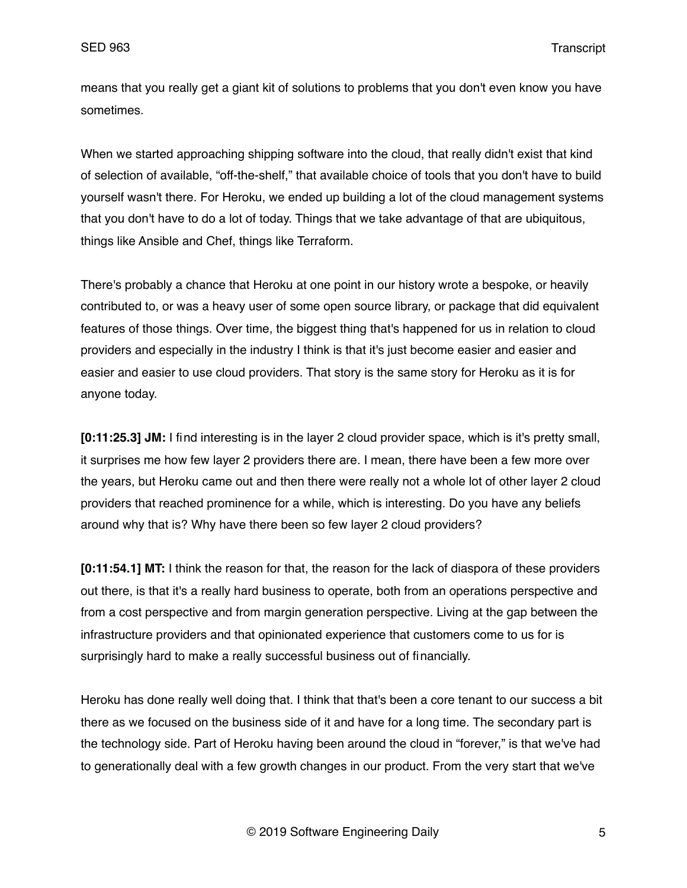means that you really get a giant kit of solutions to problems that you don't even know you have sometimes.

When we started approaching shipping software into the cloud, that really didn't exist that kind of selection of available, “off-the-shelf,” that available choice of tools that you don't have to build yourself wasn't there. For Heroku, we ended up building a lot of the cloud management systems that you don't have to do a lot of today. Things that we take advantage of that are ubiquitous, things like Ansible and Chef, things like Terraform.

There's probably a chance that Heroku at one point in our history wrote a bespoke, or heavily contributed to, or was a heavy user of some open source library, or package that did equivalent features of those things. Over time, the biggest thing that's happened for us in relation to cloud providers and especially in the industry I think is that it's just become easier and easier and easier and easier to use cloud providers. That story is the same story for Heroku as it is for anyone today.

**[0:11:25.3] JM:** I find interesting is in the layer 2 cloud provider space, which is it's pretty small, it surprises me how few layer 2 providers there are. I mean, there have been a few more over the years, but Heroku came out and then there were really not a whole lot of other layer 2 cloud providers that reached prominence for a while, which is interesting. Do you have any beliefs around why that is? Why have there been so few layer 2 cloud providers?

**[0:11:54.1] MT:** I think the reason for that, the reason for the lack of diaspora of these providers out there, is that it's a really hard business to operate, both from an operations perspective and from a cost perspective and from margin generation perspective. Living at the gap between the infrastructure providers and that opinionated experience that customers come to us for is surprisingly hard to make a really successful business out of financially.

Heroku has done really well doing that. I think that that's been a core tenant to our success a bit there as we focused on the business side of it and have for a long time. The secondary part is the technology side. Part of Heroku having been around the cloud in “forever,” is that we've had to generationally deal with a few growth changes in our product. From the very start that we've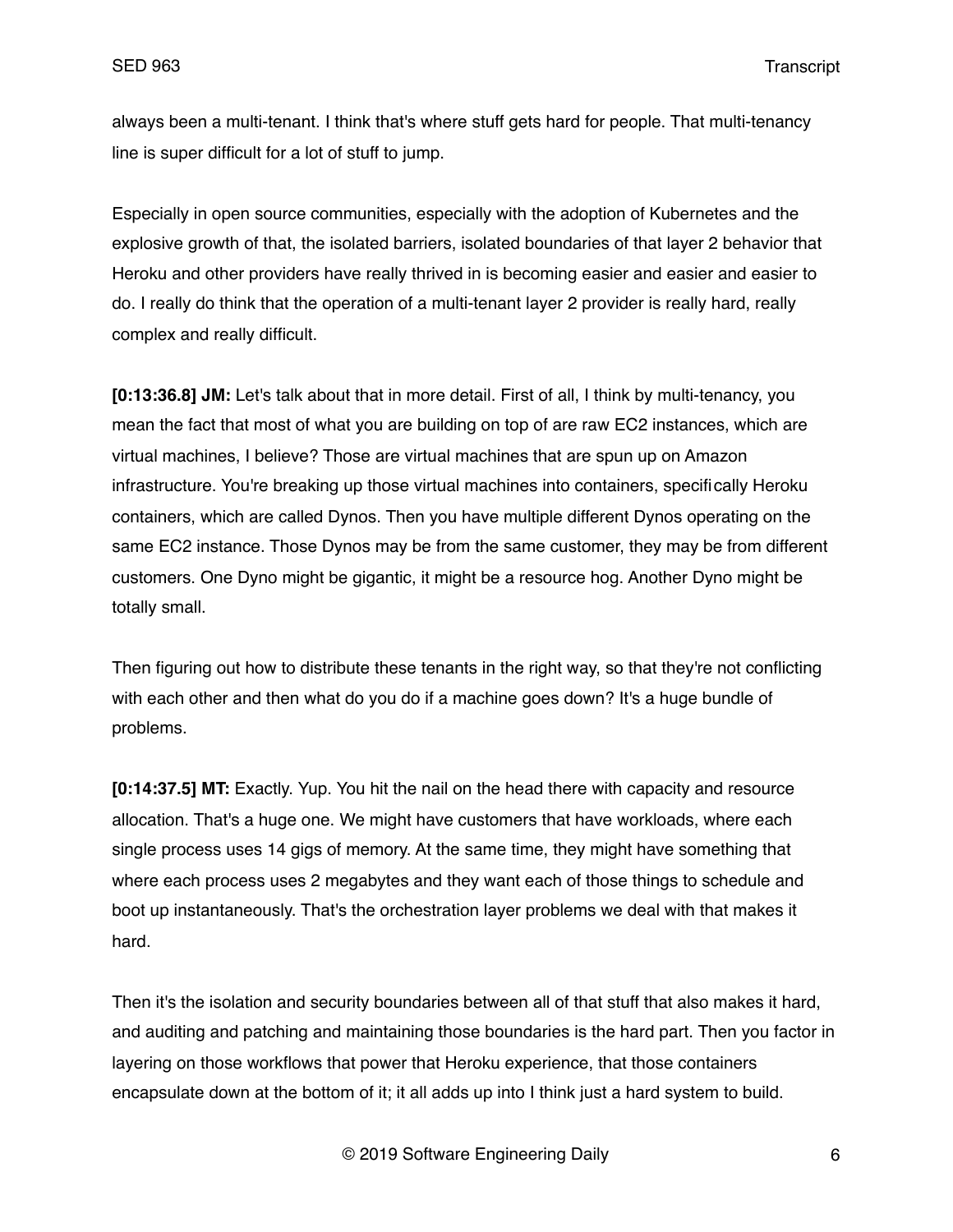always been a multi-tenant. I think that's where stuff gets hard for people. That multi-tenancy line is super difficult for a lot of stuff to jump.

Especially in open source communities, especially with the adoption of Kubernetes and the explosive growth of that, the isolated barriers, isolated boundaries of that layer 2 behavior that Heroku and other providers have really thrived in is becoming easier and easier and easier to do. I really do think that the operation of a multi-tenant layer 2 provider is really hard, really complex and really difficult.

**[0:13:36.8] JM:** Let's talk about that in more detail. First of all, I think by multi-tenancy, you mean the fact that most of what you are building on top of are raw EC2 instances, which are virtual machines, I believe? Those are virtual machines that are spun up on Amazon infrastructure. You're breaking up those virtual machines into containers, specifically Heroku containers, which are called Dynos. Then you have multiple different Dynos operating on the same EC2 instance. Those Dynos may be from the same customer, they may be from different customers. One Dyno might be gigantic, it might be a resource hog. Another Dyno might be totally small.

Then figuring out how to distribute these tenants in the right way, so that they're not conflicting with each other and then what do you do if a machine goes down? It's a huge bundle of problems.

**[0:14:37.5] MT:** Exactly. Yup. You hit the nail on the head there with capacity and resource allocation. That's a huge one. We might have customers that have workloads, where each single process uses 14 gigs of memory. At the same time, they might have something that where each process uses 2 megabytes and they want each of those things to schedule and boot up instantaneously. That's the orchestration layer problems we deal with that makes it hard.

Then it's the isolation and security boundaries between all of that stuff that also makes it hard, and auditing and patching and maintaining those boundaries is the hard part. Then you factor in layering on those workflows that power that Heroku experience, that those containers encapsulate down at the bottom of it; it all adds up into I think just a hard system to build.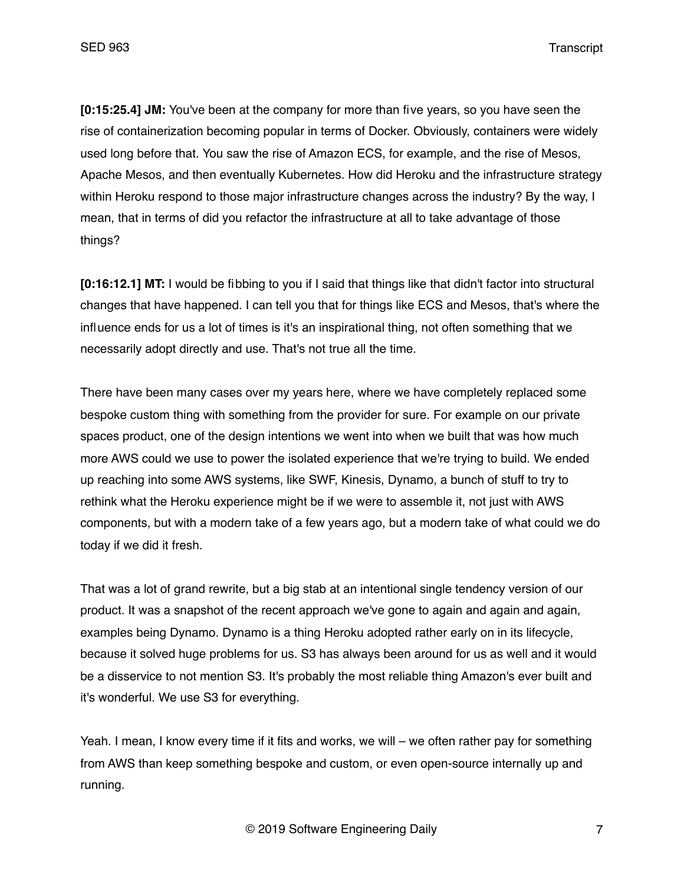**[0:15:25.4] JM:** You've been at the company for more than five years, so you have seen the rise of containerization becoming popular in terms of Docker. Obviously, containers were widely used long before that. You saw the rise of Amazon ECS, for example, and the rise of Mesos, Apache Mesos, and then eventually Kubernetes. How did Heroku and the infrastructure strategy within Heroku respond to those major infrastructure changes across the industry? By the way, I mean, that in terms of did you refactor the infrastructure at all to take advantage of those things?

**[0:16:12.1] MT:** I would be fibbing to you if I said that things like that didn't factor into structural changes that have happened. I can tell you that for things like ECS and Mesos, that's where the influence ends for us a lot of times is it's an inspirational thing, not often something that we necessarily adopt directly and use. That's not true all the time.

There have been many cases over my years here, where we have completely replaced some bespoke custom thing with something from the provider for sure. For example on our private spaces product, one of the design intentions we went into when we built that was how much more AWS could we use to power the isolated experience that we're trying to build. We ended up reaching into some AWS systems, like SWF, Kinesis, Dynamo, a bunch of stuff to try to rethink what the Heroku experience might be if we were to assemble it, not just with AWS components, but with a modern take of a few years ago, but a modern take of what could we do today if we did it fresh.

That was a lot of grand rewrite, but a big stab at an intentional single tendency version of our product. It was a snapshot of the recent approach we've gone to again and again and again, examples being Dynamo. Dynamo is a thing Heroku adopted rather early on in its lifecycle, because it solved huge problems for us. S3 has always been around for us as well and it would be a disservice to not mention S3. It's probably the most reliable thing Amazon's ever built and it's wonderful. We use S3 for everything.

Yeah. I mean, I know every time if it fits and works, we will – we often rather pay for something from AWS than keep something bespoke and custom, or even open-source internally up and running.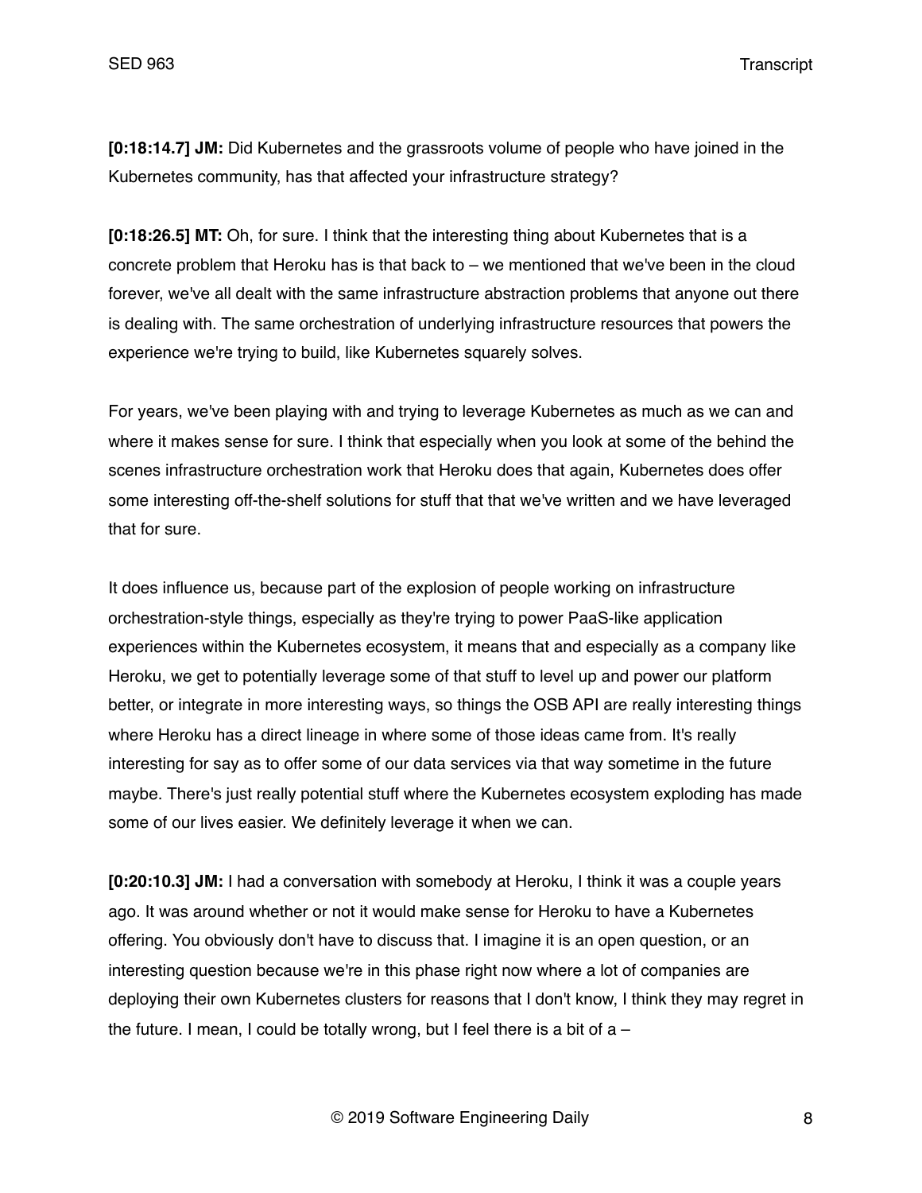**[0:18:14.7] JM:** Did Kubernetes and the grassroots volume of people who have joined in the Kubernetes community, has that affected your infrastructure strategy?

**[0:18:26.5] MT:** Oh, for sure. I think that the interesting thing about Kubernetes that is a concrete problem that Heroku has is that back to – we mentioned that we've been in the cloud forever, we've all dealt with the same infrastructure abstraction problems that anyone out there is dealing with. The same orchestration of underlying infrastructure resources that powers the experience we're trying to build, like Kubernetes squarely solves.

For years, we've been playing with and trying to leverage Kubernetes as much as we can and where it makes sense for sure. I think that especially when you look at some of the behind the scenes infrastructure orchestration work that Heroku does that again, Kubernetes does offer some interesting off-the-shelf solutions for stuff that that we've written and we have leveraged that for sure.

It does influence us, because part of the explosion of people working on infrastructure orchestration-style things, especially as they're trying to power PaaS-like application experiences within the Kubernetes ecosystem, it means that and especially as a company like Heroku, we get to potentially leverage some of that stuff to level up and power our platform better, or integrate in more interesting ways, so things the OSB API are really interesting things where Heroku has a direct lineage in where some of those ideas came from. It's really interesting for say as to offer some of our data services via that way sometime in the future maybe. There's just really potential stuff where the Kubernetes ecosystem exploding has made some of our lives easier. We definitely leverage it when we can.

**[0:20:10.3] JM:** I had a conversation with somebody at Heroku, I think it was a couple years ago. It was around whether or not it would make sense for Heroku to have a Kubernetes offering. You obviously don't have to discuss that. I imagine it is an open question, or an interesting question because we're in this phase right now where a lot of companies are deploying their own Kubernetes clusters for reasons that I don't know, I think they may regret in the future. I mean, I could be totally wrong, but I feel there is a bit of a –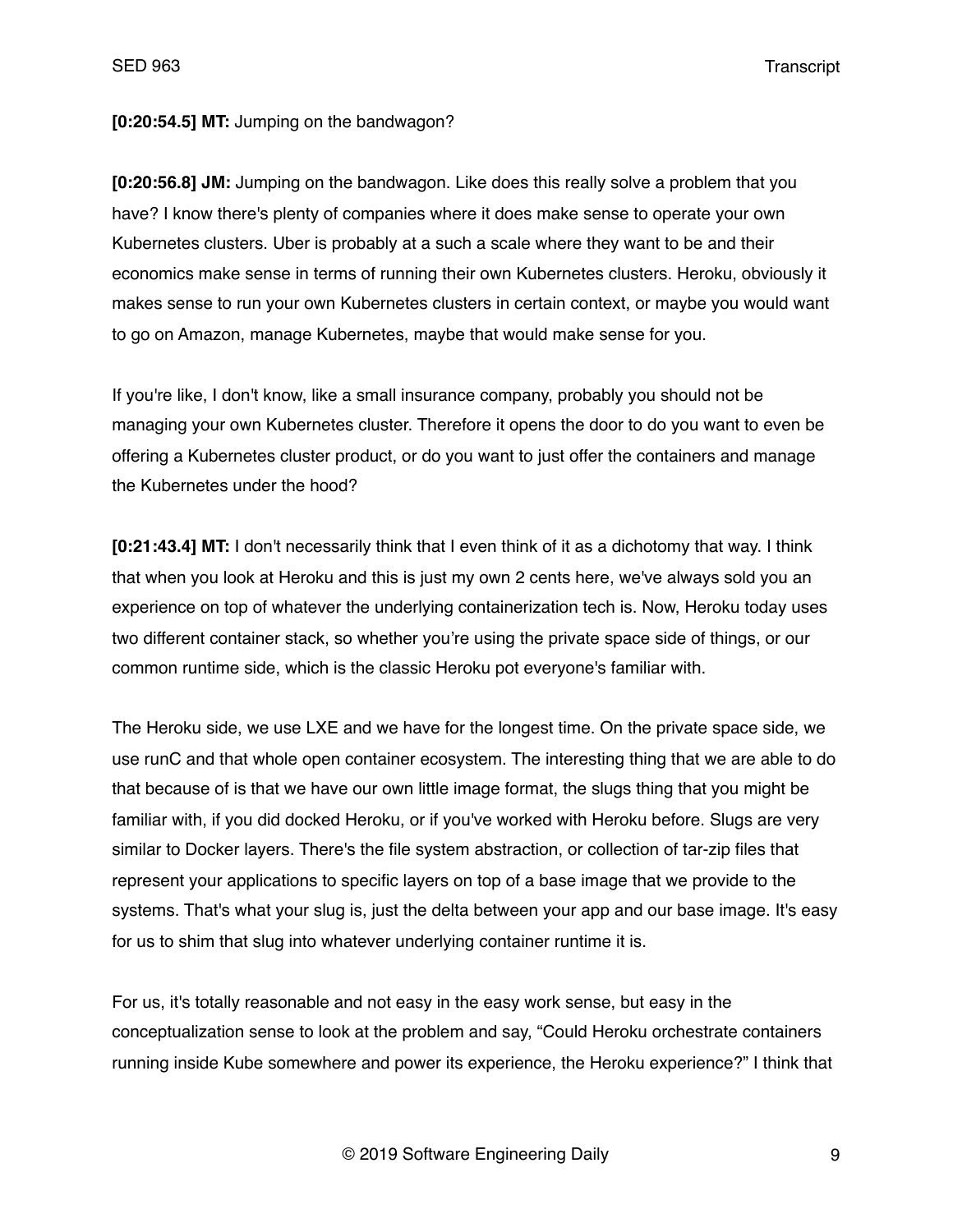**[0:20:54.5] MT:** Jumping on the bandwagon?

**[0:20:56.8] JM:** Jumping on the bandwagon. Like does this really solve a problem that you have? I know there's plenty of companies where it does make sense to operate your own Kubernetes clusters. Uber is probably at a such a scale where they want to be and their economics make sense in terms of running their own Kubernetes clusters. Heroku, obviously it makes sense to run your own Kubernetes clusters in certain context, or maybe you would want to go on Amazon, manage Kubernetes, maybe that would make sense for you.

If you're like, I don't know, like a small insurance company, probably you should not be managing your own Kubernetes cluster. Therefore it opens the door to do you want to even be offering a Kubernetes cluster product, or do you want to just offer the containers and manage the Kubernetes under the hood?

**[0:21:43.4] MT:** I don't necessarily think that I even think of it as a dichotomy that way. I think that when you look at Heroku and this is just my own 2 cents here, we've always sold you an experience on top of whatever the underlying containerization tech is. Now, Heroku today uses two different container stack, so whether you're using the private space side of things, or our common runtime side, which is the classic Heroku pot everyone's familiar with.

The Heroku side, we use LXE and we have for the longest time. On the private space side, we use runC and that whole open container ecosystem. The interesting thing that we are able to do that because of is that we have our own little image format, the slugs thing that you might be familiar with, if you did docked Heroku, or if you've worked with Heroku before. Slugs are very similar to Docker layers. There's the file system abstraction, or collection of tar-zip files that represent your applications to specific layers on top of a base image that we provide to the systems. That's what your slug is, just the delta between your app and our base image. It's easy for us to shim that slug into whatever underlying container runtime it is.

For us, it's totally reasonable and not easy in the easy work sense, but easy in the conceptualization sense to look at the problem and say, "Could Heroku orchestrate containers running inside Kube somewhere and power its experience, the Heroku experience?" I think that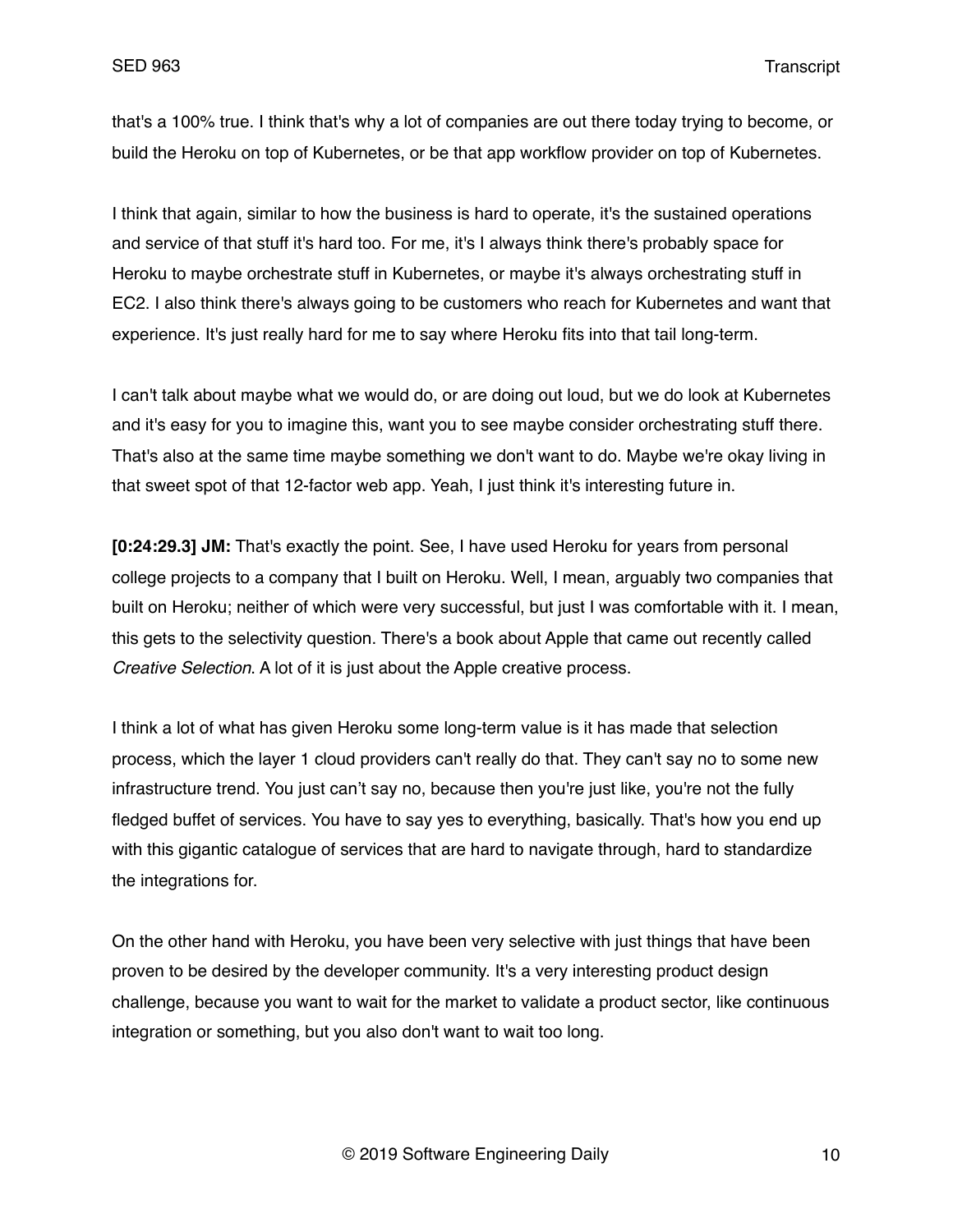that's a 100% true. I think that's why a lot of companies are out there today trying to become, or build the Heroku on top of Kubernetes, or be that app workflow provider on top of Kubernetes.

I think that again, similar to how the business is hard to operate, it's the sustained operations and service of that stuff it's hard too. For me, it's I always think there's probably space for Heroku to maybe orchestrate stuff in Kubernetes, or maybe it's always orchestrating stuff in EC2. I also think there's always going to be customers who reach for Kubernetes and want that experience. It's just really hard for me to say where Heroku fits into that tail long-term.

I can't talk about maybe what we would do, or are doing out loud, but we do look at Kubernetes and it's easy for you to imagine this, want you to see maybe consider orchestrating stuff there. That's also at the same time maybe something we don't want to do. Maybe we're okay living in that sweet spot of that 12-factor web app. Yeah, I just think it's interesting future in.

**[0:24:29.3] JM:** That's exactly the point. See, I have used Heroku for years from personal college projects to a company that I built on Heroku. Well, I mean, arguably two companies that built on Heroku; neither of which were very successful, but just I was comfortable with it. I mean, this gets to the selectivity question. There's a book about Apple that came out recently called *Creative Selection*. A lot of it is just about the Apple creative process.

I think a lot of what has given Heroku some long-term value is it has made that selection process, which the layer 1 cloud providers can't really do that. They can't say no to some new infrastructure trend. You just can't say no, because then you're just like, you're not the fully fledged buffet of services. You have to say yes to everything, basically. That's how you end up with this gigantic catalogue of services that are hard to navigate through, hard to standardize the integrations for.

On the other hand with Heroku, you have been very selective with just things that have been proven to be desired by the developer community. It's a very interesting product design challenge, because you want to wait for the market to validate a product sector, like continuous integration or something, but you also don't want to wait too long.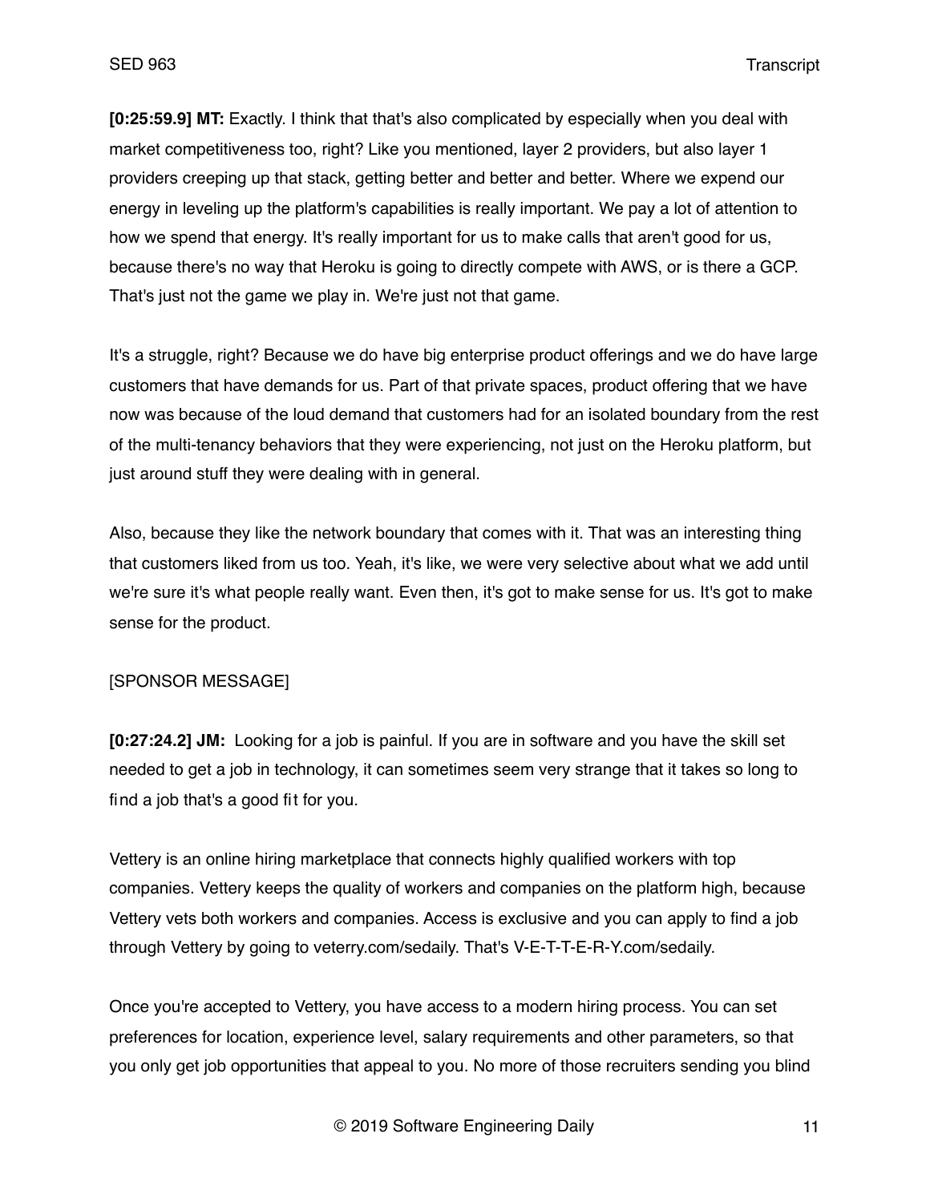**[0:25:59.9] MT:** Exactly. I think that that's also complicated by especially when you deal with market competitiveness too, right? Like you mentioned, layer 2 providers, but also layer 1 providers creeping up that stack, getting better and better and better. Where we expend our energy in leveling up the platform's capabilities is really important. We pay a lot of attention to how we spend that energy. It's really important for us to make calls that aren't good for us, because there's no way that Heroku is going to directly compete with AWS, or is there a GCP. That's just not the game we play in. We're just not that game.

It's a struggle, right? Because we do have big enterprise product offerings and we do have large customers that have demands for us. Part of that private spaces, product offering that we have now was because of the loud demand that customers had for an isolated boundary from the rest of the multi-tenancy behaviors that they were experiencing, not just on the Heroku platform, but just around stuff they were dealing with in general.

Also, because they like the network boundary that comes with it. That was an interesting thing that customers liked from us too. Yeah, it's like, we were very selective about what we add until we're sure it's what people really want. Even then, it's got to make sense for us. It's got to make sense for the product.

[SPONSOR MESSAGE]

**[0:27:24.2] JM:** Looking for a job is painful. If you are in software and you have the skill set needed to get a job in technology, it can sometimes seem very strange that it takes so long to find a job that's a good fit for you.

Vettery is an online hiring marketplace that connects highly qualified workers with top companies. Vettery keeps the quality of workers and companies on the platform high, because Vettery vets both workers and companies. Access is exclusive and you can apply to find a job through Vettery by going to veterry.com/sedaily. That's V-E-T-T-E-R-Y.com/sedaily.

Once you're accepted to Vettery, you have access to a modern hiring process. You can set preferences for location, experience level, salary requirements and other parameters, so that you only get job opportunities that appeal to you. No more of those recruiters sending you blind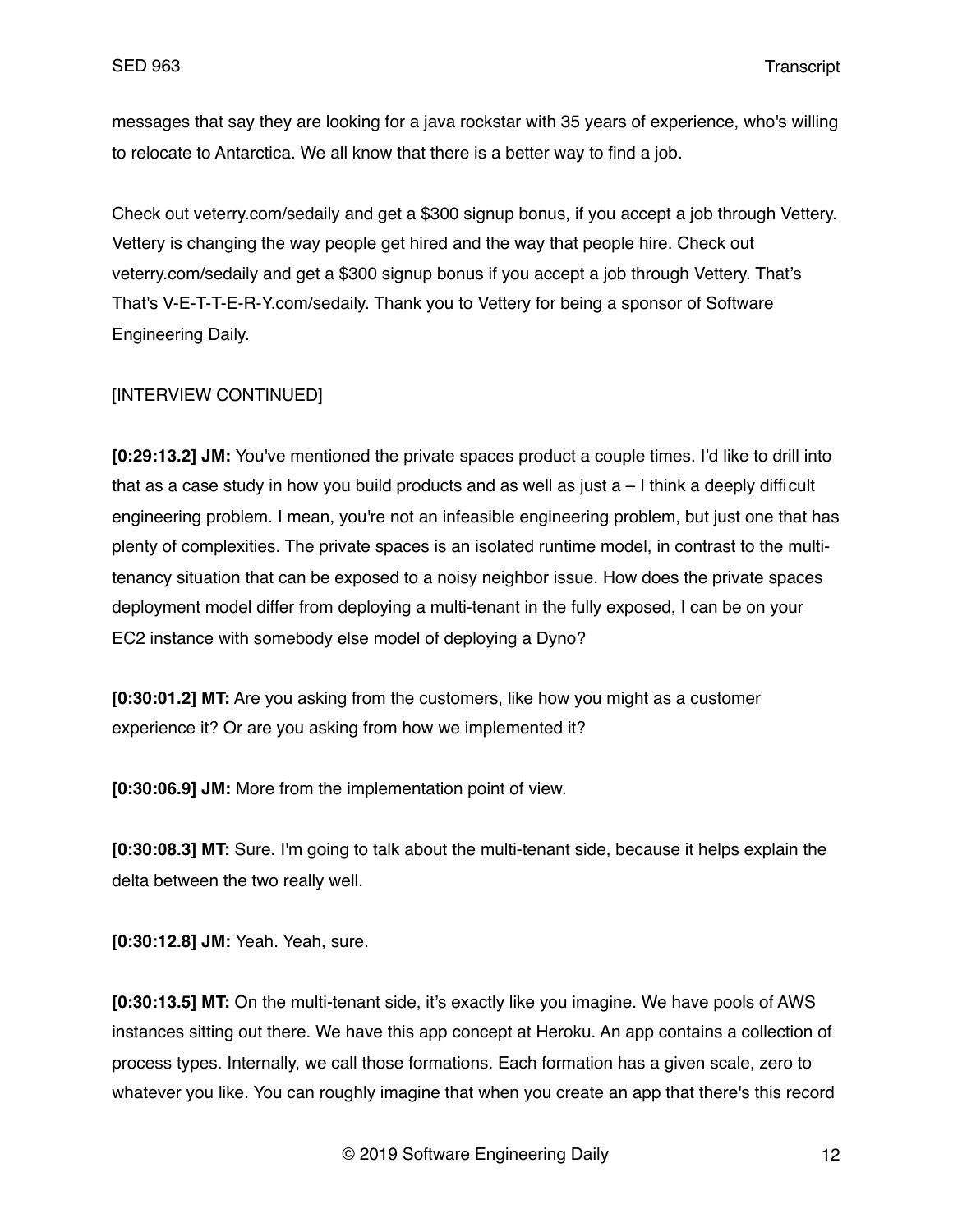messages that say they are looking for a java rockstar with 35 years of experience, who's willing to relocate to Antarctica. We all know that there is a better way to find a job.

Check out veterry.com/sedaily and get a $300 signup bonus, if you accept a job through Vettery. Vettery is changing the way people get hired and the way that people hire. Check out veterry.com/sedaily and get a $300 signup bonus if you accept a job through Vettery. That's That's V-E-T-T-E-R-Y.com/sedaily. Thank you to Vettery for being a sponsor of Software Engineering Daily.

[INTERVIEW CONTINUED]

**[0:29:13.2] JM:** You've mentioned the private spaces product a couple times. I'd like to drill into that as a case study in how you build products and as well as just a – I think a deeply difficult engineering problem. I mean, you're not an infeasible engineering problem, but just one that has plenty of complexities. The private spaces is an isolated runtime model, in contrast to the multi-tenancy situation that can be exposed to a noisy neighbor issue. How does the private spaces deployment model differ from deploying a multi-tenant in the fully exposed, I can be on your EC2 instance with somebody else model of deploying a Dyno?

**[0:30:01.2] MT:** Are you asking from the customers, like how you might as a customer experience it? Or are you asking from how we implemented it?

**[0:30:06.9] JM:** More from the implementation point of view.

**[0:30:08.3] MT:** Sure. I'm going to talk about the multi-tenant side, because it helps explain the delta between the two really well.

**[0:30:12.8] JM:** Yeah. Yeah, sure.

**[0:30:13.5] MT:** On the multi-tenant side, it's exactly like you imagine. We have pools of AWS instances sitting out there. We have this app concept at Heroku. An app contains a collection of process types. Internally, we call those formations. Each formation has a given scale, zero to whatever you like. You can roughly imagine that when you create an app that there's this record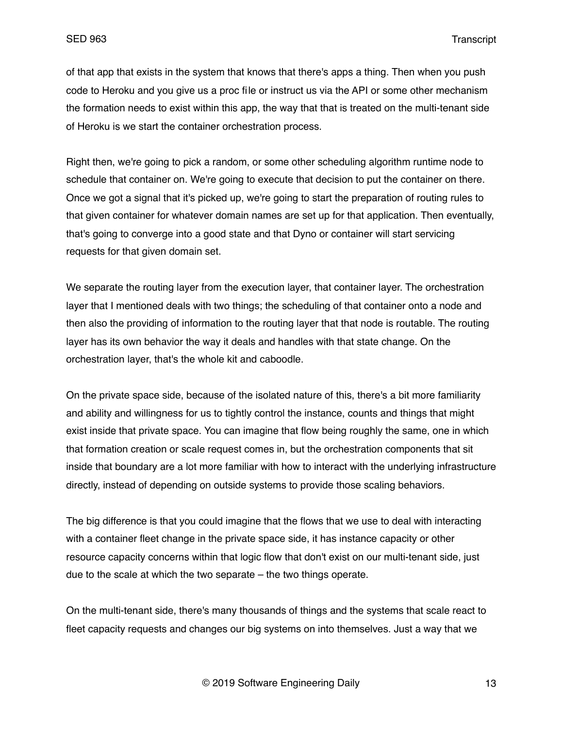of that app that exists in the system that knows that there's apps a thing. Then when you push code to Heroku and you give us a proc file or instruct us via the API or some other mechanism the formation needs to exist within this app, the way that that is treated on the multi-tenant side of Heroku is we start the container orchestration process.

Right then, we're going to pick a random, or some other scheduling algorithm runtime node to schedule that container on. We're going to execute that decision to put the container on there. Once we got a signal that it's picked up, we're going to start the preparation of routing rules to that given container for whatever domain names are set up for that application. Then eventually, that's going to converge into a good state and that Dyno or container will start servicing requests for that given domain set.

We separate the routing layer from the execution layer, that container layer. The orchestration layer that I mentioned deals with two things; the scheduling of that container onto a node and then also the providing of information to the routing layer that that node is routable. The routing layer has its own behavior the way it deals and handles with that state change. On the orchestration layer, that's the whole kit and caboodle.

On the private space side, because of the isolated nature of this, there's a bit more familiarity and ability and willingness for us to tightly control the instance, counts and things that might exist inside that private space. You can imagine that flow being roughly the same, one in which that formation creation or scale request comes in, but the orchestration components that sit inside that boundary are a lot more familiar with how to interact with the underlying infrastructure directly, instead of depending on outside systems to provide those scaling behaviors.

The big difference is that you could imagine that the flows that we use to deal with interacting with a container fleet change in the private space side, it has instance capacity or other resource capacity concerns within that logic flow that don't exist on our multi-tenant side, just due to the scale at which the two separate – the two things operate.

On the multi-tenant side, there's many thousands of things and the systems that scale react to fleet capacity requests and changes our big systems on into themselves. Just a way that we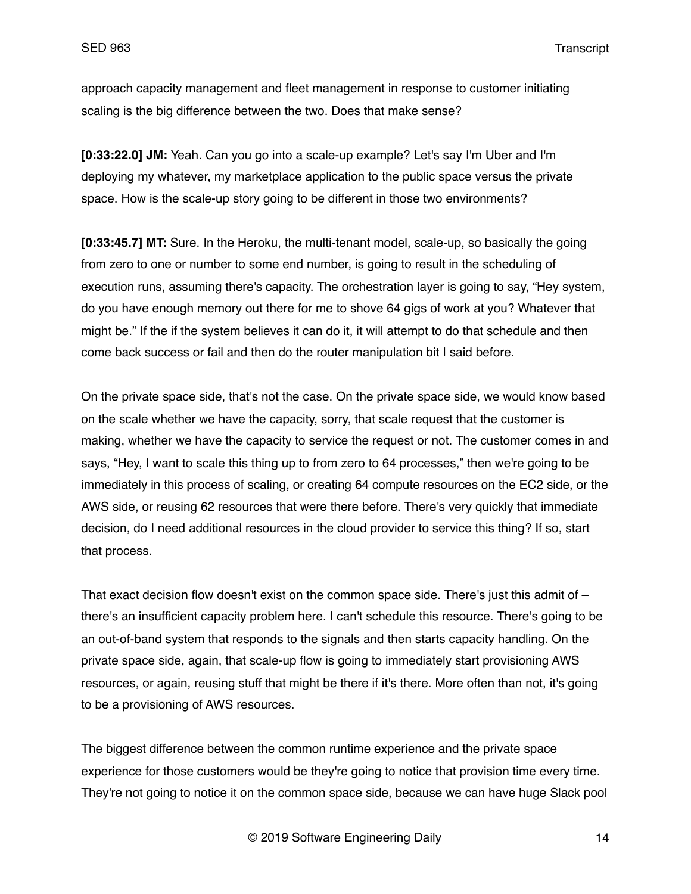approach capacity management and fleet management in response to customer initiating scaling is the big difference between the two. Does that make sense?

**[0:33:22.0] JM:** Yeah. Can you go into a scale-up example? Let's say I'm Uber and I'm deploying my whatever, my marketplace application to the public space versus the private space. How is the scale-up story going to be different in those two environments?

**[0:33:45.7] MT:** Sure. In the Heroku, the multi-tenant model, scale-up, so basically the going from zero to one or number to some end number, is going to result in the scheduling of execution runs, assuming there's capacity. The orchestration layer is going to say, "Hey system, do you have enough memory out there for me to shove 64 gigs of work at you? Whatever that might be." If the if the system believes it can do it, it will attempt to do that schedule and then come back success or fail and then do the router manipulation bit I said before.

On the private space side, that's not the case. On the private space side, we would know based on the scale whether we have the capacity, sorry, that scale request that the customer is making, whether we have the capacity to service the request or not. The customer comes in and says, "Hey, I want to scale this thing up to from zero to 64 processes," then we're going to be immediately in this process of scaling, or creating 64 compute resources on the EC2 side, or the AWS side, or reusing 62 resources that were there before. There's very quickly that immediate decision, do I need additional resources in the cloud provider to service this thing? If so, start that process.

That exact decision flow doesn't exist on the common space side. There's just this admit of – there's an insufficient capacity problem here. I can't schedule this resource. There's going to be an out-of-band system that responds to the signals and then starts capacity handling. On the private space side, again, that scale-up flow is going to immediately start provisioning AWS resources, or again, reusing stuff that might be there if it's there. More often than not, it's going to be a provisioning of AWS resources.

The biggest difference between the common runtime experience and the private space experience for those customers would be they're going to notice that provision time every time. They're not going to notice it on the common space side, because we can have huge Slack pool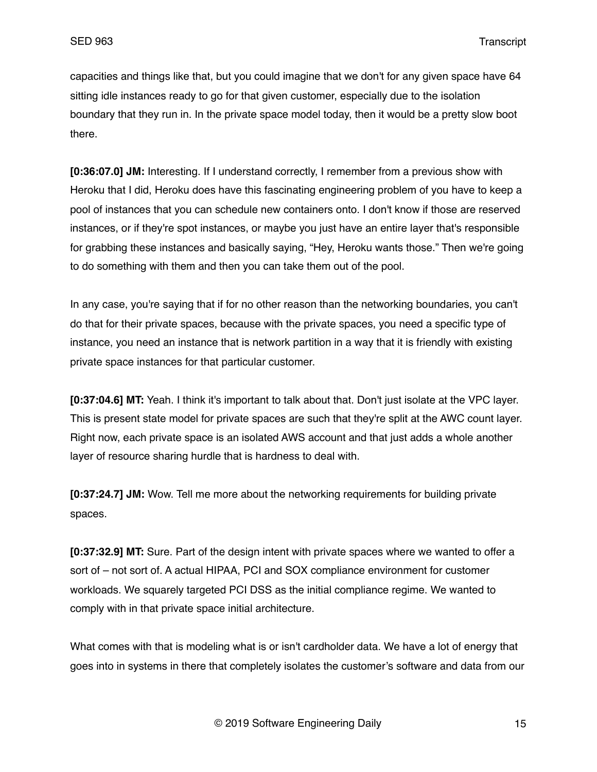capacities and things like that, but you could imagine that we don't for any given space have 64 sitting idle instances ready to go for that given customer, especially due to the isolation boundary that they run in. In the private space model today, then it would be a pretty slow boot there.

**[0:36:07.0] JM:** Interesting. If I understand correctly, I remember from a previous show with Heroku that I did, Heroku does have this fascinating engineering problem of you have to keep a pool of instances that you can schedule new containers onto. I don't know if those are reserved instances, or if they're spot instances, or maybe you just have an entire layer that's responsible for grabbing these instances and basically saying, "Hey, Heroku wants those." Then we're going to do something with them and then you can take them out of the pool.

In any case, you're saying that if for no other reason than the networking boundaries, you can't do that for their private spaces, because with the private spaces, you need a specific type of instance, you need an instance that is network partition in a way that it is friendly with existing private space instances for that particular customer.

**[0:37:04.6] MT:** Yeah. I think it's important to talk about that. Don't just isolate at the VPC layer. This is present state model for private spaces are such that they're split at the AWC count layer. Right now, each private space is an isolated AWS account and that just adds a whole another layer of resource sharing hurdle that is hardness to deal with.

**[0:37:24.7] JM:** Wow. Tell me more about the networking requirements for building private spaces.

**[0:37:32.9] MT:** Sure. Part of the design intent with private spaces where we wanted to offer a sort of – not sort of. A actual HIPAA, PCI and SOX compliance environment for customer workloads. We squarely targeted PCI DSS as the initial compliance regime. We wanted to comply with in that private space initial architecture.

What comes with that is modeling what is or isn't cardholder data. We have a lot of energy that goes into in systems in there that completely isolates the customer's software and data from our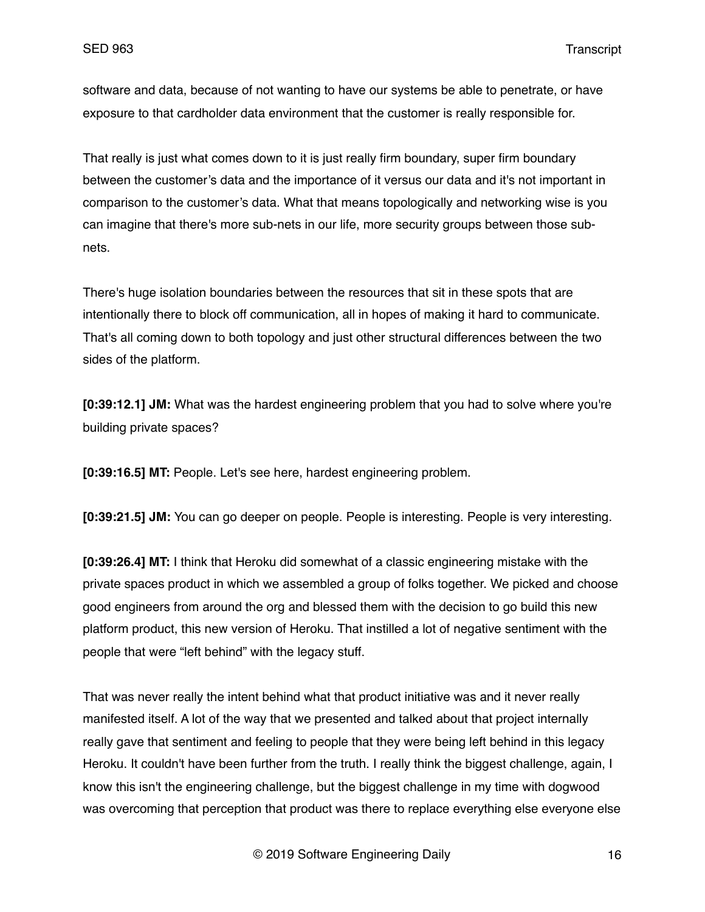software and data, because of not wanting to have our systems be able to penetrate, or have exposure to that cardholder data environment that the customer is really responsible for.

That really is just what comes down to it is just really firm boundary, super firm boundary between the customer's data and the importance of it versus our data and it's not important in comparison to the customer's data. What that means topologically and networking wise is you can imagine that there's more sub-nets in our life, more security groups between those sub-nets.

There's huge isolation boundaries between the resources that sit in these spots that are intentionally there to block off communication, all in hopes of making it hard to communicate. That's all coming down to both topology and just other structural differences between the two sides of the platform.

**[0:39:12.1] JM:** What was the hardest engineering problem that you had to solve where you're building private spaces?

**[0:39:16.5] MT:** People. Let's see here, hardest engineering problem.

**[0:39:21.5] JM:** You can go deeper on people. People is interesting. People is very interesting.

**[0:39:26.4] MT:** I think that Heroku did somewhat of a classic engineering mistake with the private spaces product in which we assembled a group of folks together. We picked and choose good engineers from around the org and blessed them with the decision to go build this new platform product, this new version of Heroku. That instilled a lot of negative sentiment with the people that were "left behind" with the legacy stuff.

That was never really the intent behind what that product initiative was and it never really manifested itself. A lot of the way that we presented and talked about that project internally really gave that sentiment and feeling to people that they were being left behind in this legacy Heroku. It couldn't have been further from the truth. I really think the biggest challenge, again, I know this isn't the engineering challenge, but the biggest challenge in my time with dogwood was overcoming that perception that product was there to replace everything else everyone else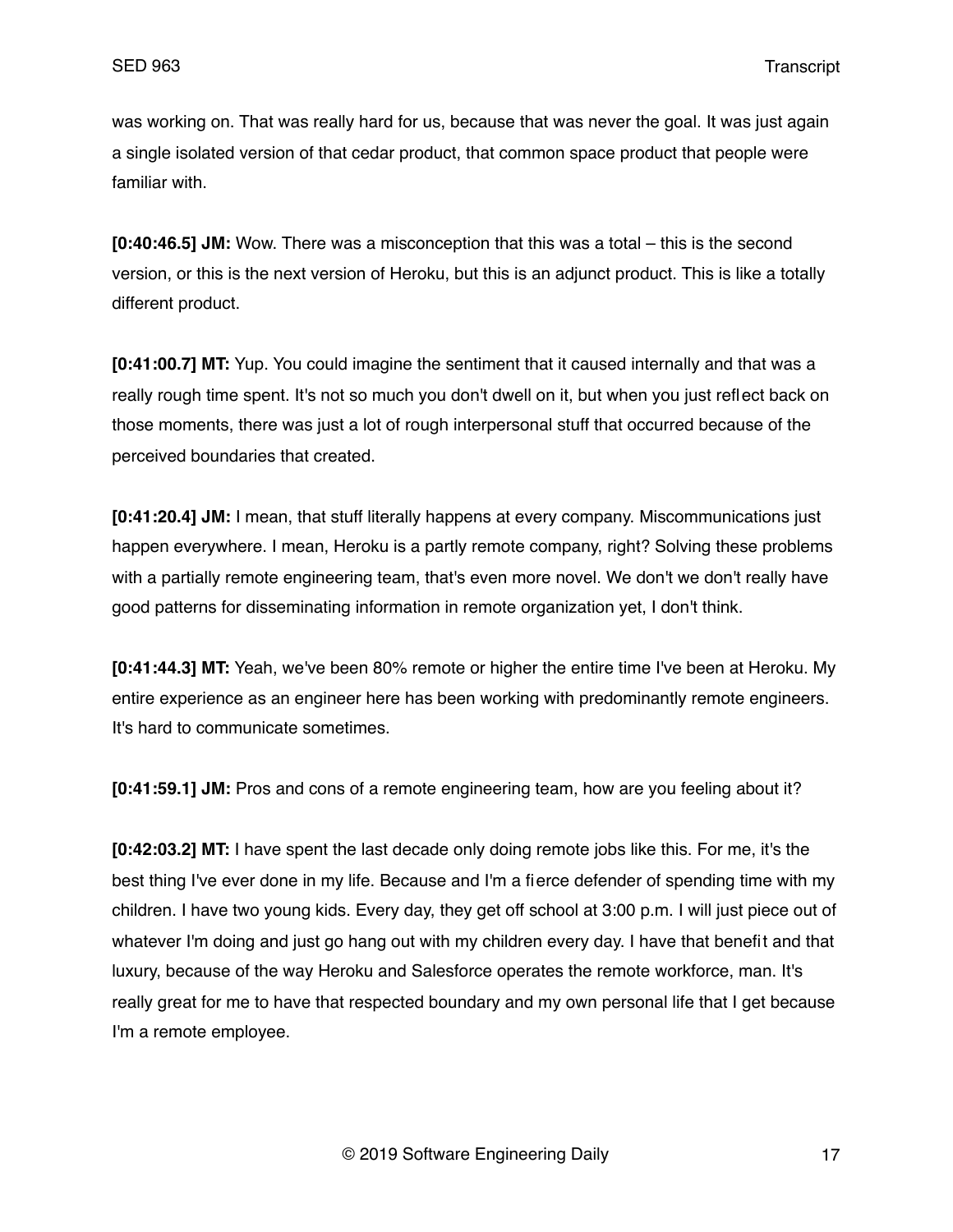was working on. That was really hard for us, because that was never the goal. It was just again a single isolated version of that cedar product, that common space product that people were familiar with.

**[0:40:46.5] JM:** Wow. There was a misconception that this was a total – this is the second version, or this is the next version of Heroku, but this is an adjunct product. This is like a totally different product.

**[0:41:00.7] MT:** Yup. You could imagine the sentiment that it caused internally and that was a really rough time spent. It's not so much you don't dwell on it, but when you just reflect back on those moments, there was just a lot of rough interpersonal stuff that occurred because of the perceived boundaries that created.

**[0:41:20.4] JM:** I mean, that stuff literally happens at every company. Miscommunications just happen everywhere. I mean, Heroku is a partly remote company, right? Solving these problems with a partially remote engineering team, that's even more novel. We don't we don't really have good patterns for disseminating information in remote organization yet, I don't think.

**[0:41:44.3] MT:** Yeah, we've been 80% remote or higher the entire time I've been at Heroku. My entire experience as an engineer here has been working with predominantly remote engineers. It's hard to communicate sometimes.

**[0:41:59.1] JM:** Pros and cons of a remote engineering team, how are you feeling about it?

**[0:42:03.2] MT:** I have spent the last decade only doing remote jobs like this. For me, it's the best thing I've ever done in my life. Because and I'm a fierce defender of spending time with my children. I have two young kids. Every day, they get off school at 3:00 p.m. I will just piece out of whatever I'm doing and just go hang out with my children every day. I have that benefit and that luxury, because of the way Heroku and Salesforce operates the remote workforce, man. It's really great for me to have that respected boundary and my own personal life that I get because I'm a remote employee.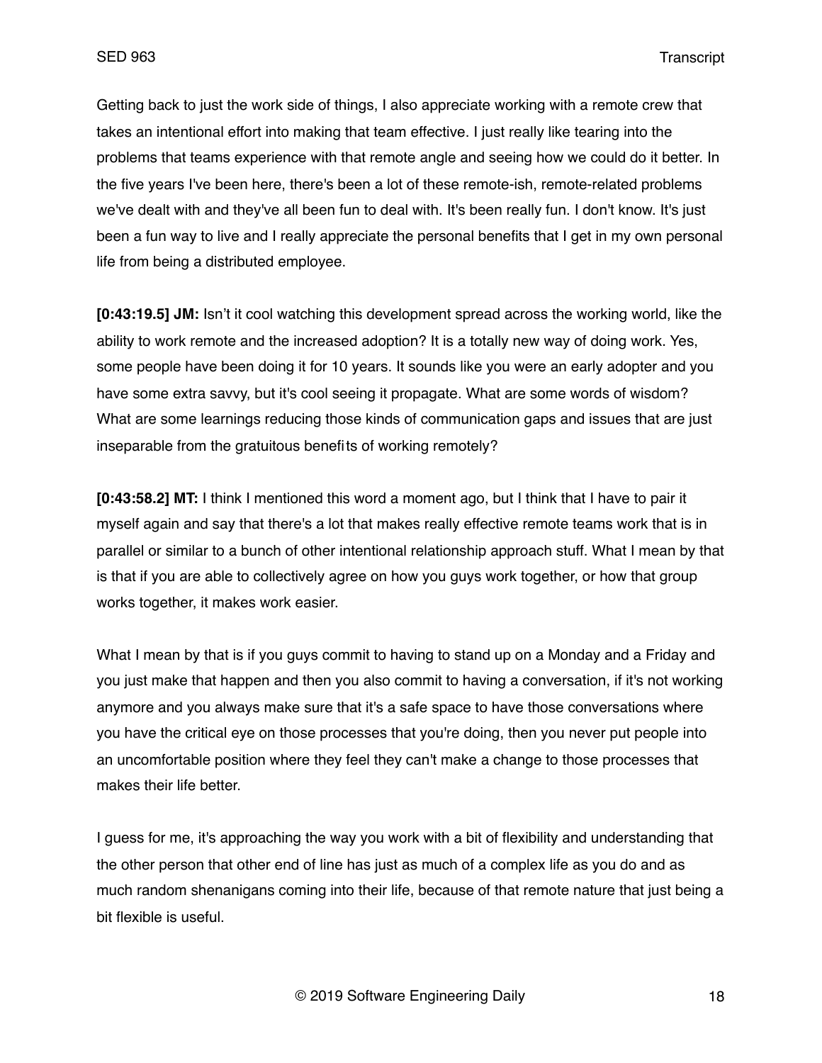Getting back to just the work side of things, I also appreciate working with a remote crew that takes an intentional effort into making that team effective. I just really like tearing into the problems that teams experience with that remote angle and seeing how we could do it better. In the five years I've been here, there's been a lot of these remote-ish, remote-related problems we've dealt with and they've all been fun to deal with. It's been really fun. I don't know. It's just been a fun way to live and I really appreciate the personal benefits that I get in my own personal life from being a distributed employee.

**[0:43:19.5] JM:** Isn't it cool watching this development spread across the working world, like the ability to work remote and the increased adoption? It is a totally new way of doing work. Yes, some people have been doing it for 10 years. It sounds like you were an early adopter and you have some extra savvy, but it's cool seeing it propagate. What are some words of wisdom? What are some learnings reducing those kinds of communication gaps and issues that are just inseparable from the gratuitous benefits of working remotely?

**[0:43:58.2] MT:** I think I mentioned this word a moment ago, but I think that I have to pair it myself again and say that there's a lot that makes really effective remote teams work that is in parallel or similar to a bunch of other intentional relationship approach stuff. What I mean by that is that if you are able to collectively agree on how you guys work together, or how that group works together, it makes work easier.

What I mean by that is if you guys commit to having to stand up on a Monday and a Friday and you just make that happen and then you also commit to having a conversation, if it's not working anymore and you always make sure that it's a safe space to have those conversations where you have the critical eye on those processes that you're doing, then you never put people into an uncomfortable position where they feel they can't make a change to those processes that makes their life better.

I guess for me, it's approaching the way you work with a bit of flexibility and understanding that the other person that other end of line has just as much of a complex life as you do and as much random shenanigans coming into their life, because of that remote nature that just being a bit flexible is useful.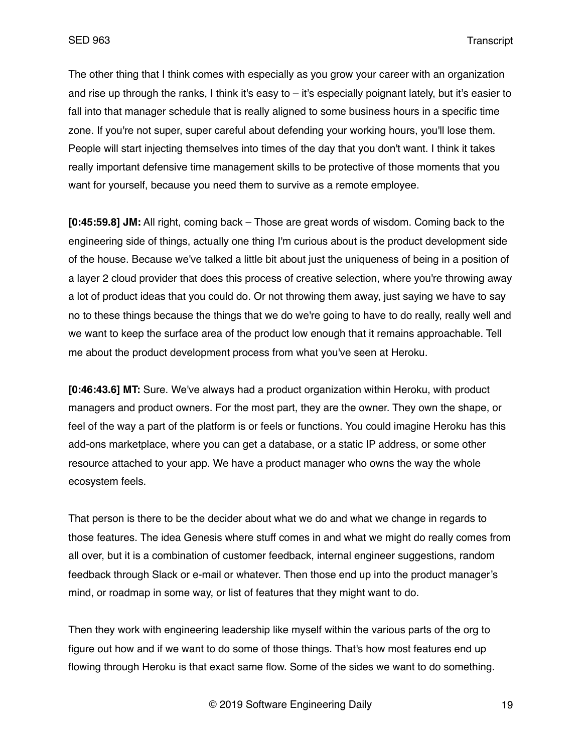The other thing that I think comes with especially as you grow your career with an organization and rise up through the ranks, I think it's easy to – it's especially poignant lately, but it's easier to fall into that manager schedule that is really aligned to some business hours in a specific time zone. If you're not super, super careful about defending your working hours, you'll lose them. People will start injecting themselves into times of the day that you don't want. I think it takes really important defensive time management skills to be protective of those moments that you want for yourself, because you need them to survive as a remote employee.

**[0:45:59.8] JM:** All right, coming back – Those are great words of wisdom. Coming back to the engineering side of things, actually one thing I'm curious about is the product development side of the house. Because we've talked a little bit about just the uniqueness of being in a position of a layer 2 cloud provider that does this process of creative selection, where you're throwing away a lot of product ideas that you could do. Or not throwing them away, just saying we have to say no to these things because the things that we do we're going to have to do really, really well and we want to keep the surface area of the product low enough that it remains approachable. Tell me about the product development process from what you've seen at Heroku.

**[0:46:43.6] MT:** Sure. We've always had a product organization within Heroku, with product managers and product owners. For the most part, they are the owner. They own the shape, or feel of the way a part of the platform is or feels or functions. You could imagine Heroku has this add-ons marketplace, where you can get a database, or a static IP address, or some other resource attached to your app. We have a product manager who owns the way the whole ecosystem feels.

That person is there to be the decider about what we do and what we change in regards to those features. The idea Genesis where stuff comes in and what we might do really comes from all over, but it is a combination of customer feedback, internal engineer suggestions, random feedback through Slack or e-mail or whatever. Then those end up into the product manager's mind, or roadmap in some way, or list of features that they might want to do.

Then they work with engineering leadership like myself within the various parts of the org to figure out how and if we want to do some of those things. That's how most features end up flowing through Heroku is that exact same flow. Some of the sides we want to do something.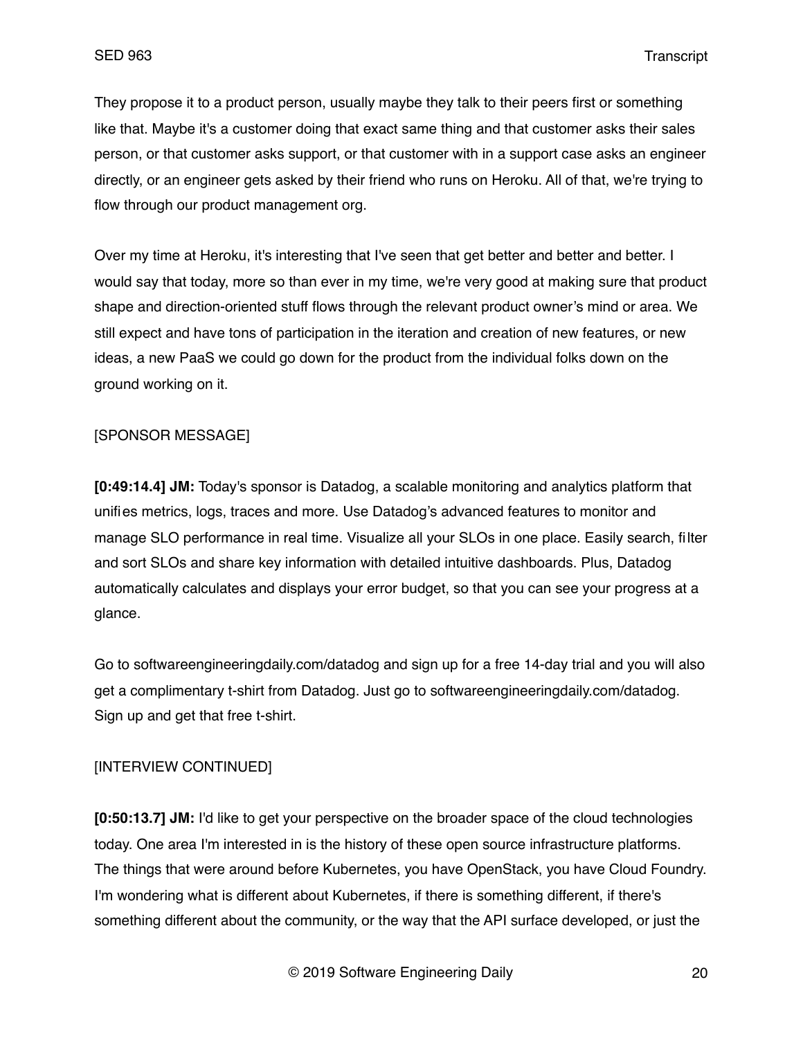They propose it to a product person, usually maybe they talk to their peers first or something like that. Maybe it's a customer doing that exact same thing and that customer asks their sales person, or that customer asks support, or that customer with in a support case asks an engineer directly, or an engineer gets asked by their friend who runs on Heroku. All of that, we're trying to flow through our product management org.

Over my time at Heroku, it's interesting that I've seen that get better and better and better. I would say that today, more so than ever in my time, we're very good at making sure that product shape and direction-oriented stuff flows through the relevant product owner's mind or area. We still expect and have tons of participation in the iteration and creation of new features, or new ideas, a new PaaS we could go down for the product from the individual folks down on the ground working on it.

[SPONSOR MESSAGE]

**[0:49:14.4] JM:** Today's sponsor is Datadog, a scalable monitoring and analytics platform that unifies metrics, logs, traces and more. Use Datadog's advanced features to monitor and manage SLO performance in real time. Visualize all your SLOs in one place. Easily search, filter and sort SLOs and share key information with detailed intuitive dashboards. Plus, Datadog automatically calculates and displays your error budget, so that you can see your progress at a glance.

Go to softwareengineeringdaily.com/datadog and sign up for a free 14-day trial and you will also get a complimentary t-shirt from Datadog. Just go to softwareengineeringdaily.com/datadog. Sign up and get that free t-shirt.

[INTERVIEW CONTINUED]

**[0:50:13.7] JM:** I'd like to get your perspective on the broader space of the cloud technologies today. One area I'm interested in is the history of these open source infrastructure platforms. The things that were around before Kubernetes, you have OpenStack, you have Cloud Foundry. I'm wondering what is different about Kubernetes, if there is something different, if there's something different about the community, or the way that the API surface developed, or just the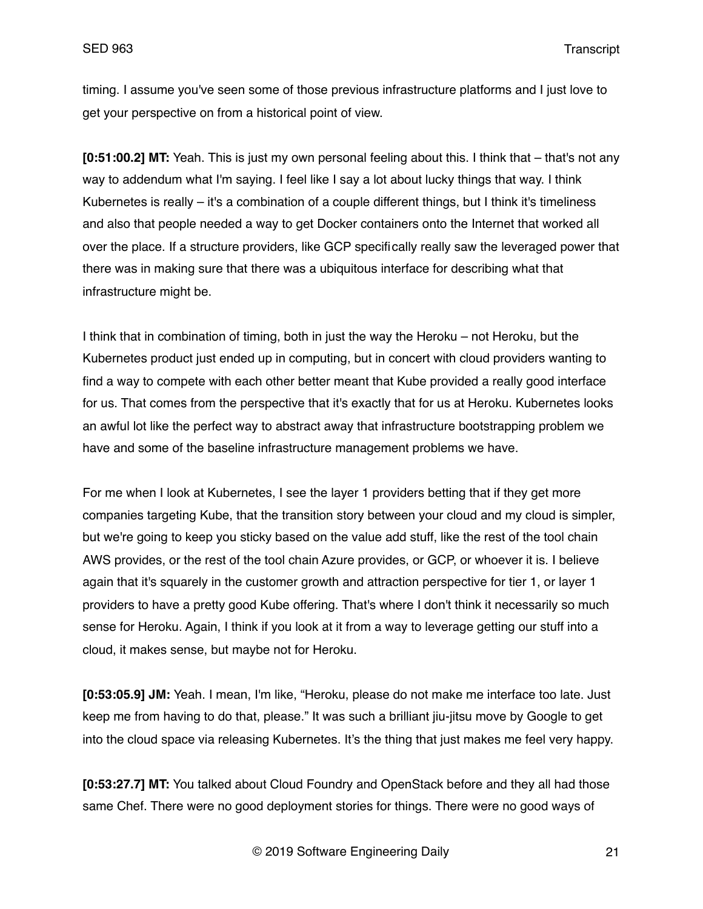timing. I assume you've seen some of those previous infrastructure platforms and I just love to get your perspective on from a historical point of view.

**[0:51:00.2] MT:** Yeah. This is just my own personal feeling about this. I think that – that's not any way to addendum what I'm saying. I feel like I say a lot about lucky things that way. I think Kubernetes is really – it's a combination of a couple different things, but I think it's timeliness and also that people needed a way to get Docker containers onto the Internet that worked all over the place. If a structure providers, like GCP specifically really saw the leveraged power that there was in making sure that there was a ubiquitous interface for describing what that infrastructure might be.

I think that in combination of timing, both in just the way the Heroku – not Heroku, but the Kubernetes product just ended up in computing, but in concert with cloud providers wanting to find a way to compete with each other better meant that Kube provided a really good interface for us. That comes from the perspective that it's exactly that for us at Heroku. Kubernetes looks an awful lot like the perfect way to abstract away that infrastructure bootstrapping problem we have and some of the baseline infrastructure management problems we have.

For me when I look at Kubernetes, I see the layer 1 providers betting that if they get more companies targeting Kube, that the transition story between your cloud and my cloud is simpler, but we're going to keep you sticky based on the value add stuff, like the rest of the tool chain AWS provides, or the rest of the tool chain Azure provides, or GCP, or whoever it is. I believe again that it's squarely in the customer growth and attraction perspective for tier 1, or layer 1 providers to have a pretty good Kube offering. That's where I don't think it necessarily so much sense for Heroku. Again, I think if you look at it from a way to leverage getting our stuff into a cloud, it makes sense, but maybe not for Heroku.

**[0:53:05.9] JM:** Yeah. I mean, I'm like, "Heroku, please do not make me interface too late. Just keep me from having to do that, please." It was such a brilliant jiu-jitsu move by Google to get into the cloud space via releasing Kubernetes. It's the thing that just makes me feel very happy.

**[0:53:27.7] MT:** You talked about Cloud Foundry and OpenStack before and they all had those same Chef. There were no good deployment stories for things. There were no good ways of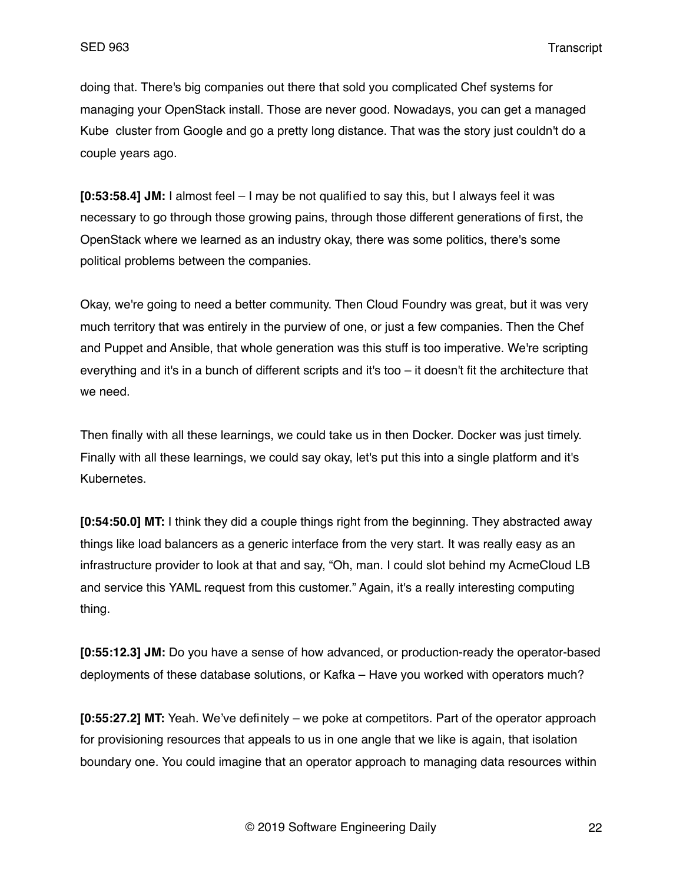doing that. There's big companies out there that sold you complicated Chef systems for managing your OpenStack install. Those are never good. Nowadays, you can get a managed Kube  cluster from Google and go a pretty long distance. That was the story just couldn't do a couple years ago.

**[0:53:58.4] JM:** I almost feel – I may be not qualified to say this, but I always feel it was necessary to go through those growing pains, through those different generations of first, the OpenStack where we learned as an industry okay, there was some politics, there's some political problems between the companies.

Okay, we're going to need a better community. Then Cloud Foundry was great, but it was very much territory that was entirely in the purview of one, or just a few companies. Then the Chef and Puppet and Ansible, that whole generation was this stuff is too imperative. We're scripting everything and it's in a bunch of different scripts and it's too – it doesn't fit the architecture that we need.

Then finally with all these learnings, we could take us in then Docker. Docker was just timely. Finally with all these learnings, we could say okay, let's put this into a single platform and it's Kubernetes.

**[0:54:50.0] MT:** I think they did a couple things right from the beginning. They abstracted away things like load balancers as a generic interface from the very start. It was really easy as an infrastructure provider to look at that and say, "Oh, man. I could slot behind my AcmeCloud LB and service this YAML request from this customer." Again, it's a really interesting computing thing.

**[0:55:12.3] JM:** Do you have a sense of how advanced, or production-ready the operator-based deployments of these database solutions, or Kafka – Have you worked with operators much?

**[0:55:27.2] MT:** Yeah. We've definitely – we poke at competitors. Part of the operator approach for provisioning resources that appeals to us in one angle that we like is again, that isolation boundary one. You could imagine that an operator approach to managing data resources within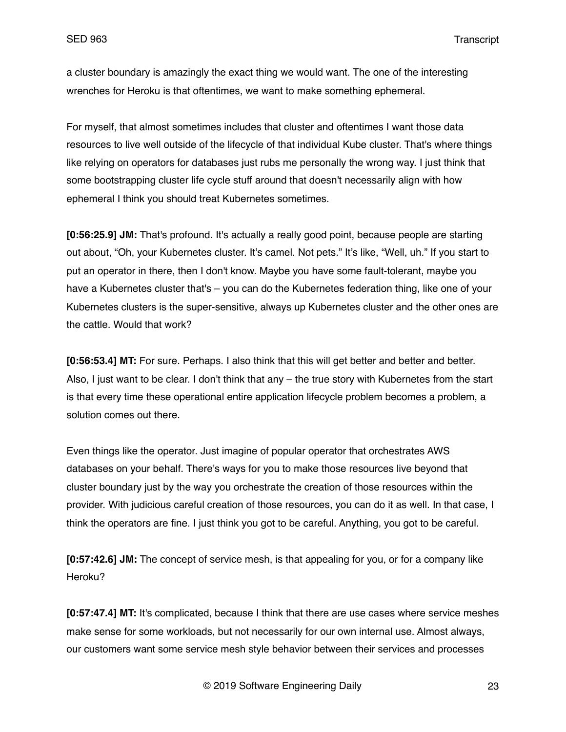a cluster boundary is amazingly the exact thing we would want. The one of the interesting wrenches for Heroku is that oftentimes, we want to make something ephemeral.

For myself, that almost sometimes includes that cluster and oftentimes I want those data resources to live well outside of the lifecycle of that individual Kube cluster. That's where things like relying on operators for databases just rubs me personally the wrong way. I just think that some bootstrapping cluster life cycle stuff around that doesn't necessarily align with how ephemeral I think you should treat Kubernetes sometimes.

**[0:56:25.9] JM:** That's profound. It's actually a really good point, because people are starting out about, "Oh, your Kubernetes cluster. It's camel. Not pets." It's like, "Well, uh." If you start to put an operator in there, then I don't know. Maybe you have some fault-tolerant, maybe you have a Kubernetes cluster that's – you can do the Kubernetes federation thing, like one of your Kubernetes clusters is the super-sensitive, always up Kubernetes cluster and the other ones are the cattle. Would that work?

**[0:56:53.4] MT:** For sure. Perhaps. I also think that this will get better and better and better. Also, I just want to be clear. I don't think that any – the true story with Kubernetes from the start is that every time these operational entire application lifecycle problem becomes a problem, a solution comes out there.

Even things like the operator. Just imagine of popular operator that orchestrates AWS databases on your behalf. There's ways for you to make those resources live beyond that cluster boundary just by the way you orchestrate the creation of those resources within the provider. With judicious careful creation of those resources, you can do it as well. In that case, I think the operators are fine. I just think you got to be careful. Anything, you got to be careful.

**[0:57:42.6] JM:** The concept of service mesh, is that appealing for you, or for a company like Heroku?

**[0:57:47.4] MT:** It's complicated, because I think that there are use cases where service meshes make sense for some workloads, but not necessarily for our own internal use. Almost always, our customers want some service mesh style behavior between their services and processes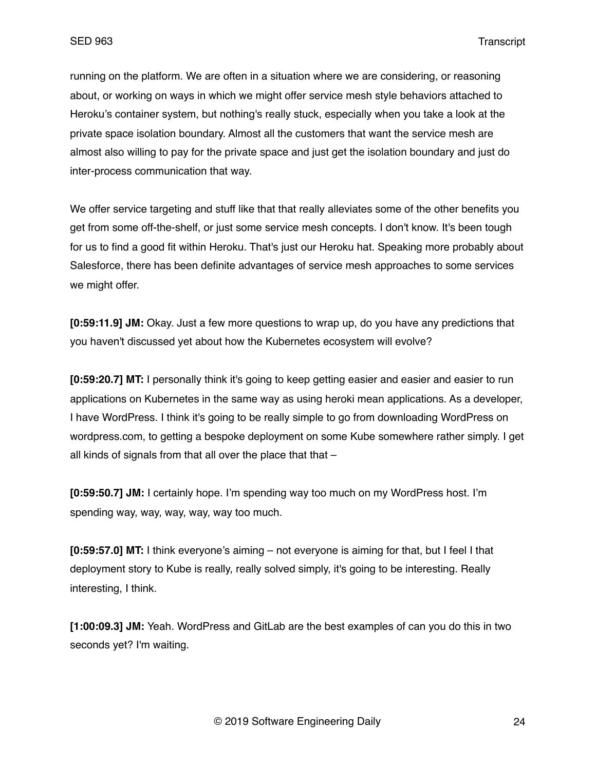running on the platform. We are often in a situation where we are considering, or reasoning about, or working on ways in which we might offer service mesh style behaviors attached to Heroku's container system, but nothing's really stuck, especially when you take a look at the private space isolation boundary. Almost all the customers that want the service mesh are almost also willing to pay for the private space and just get the isolation boundary and just do inter-process communication that way.

We offer service targeting and stuff like that that really alleviates some of the other benefits you get from some off-the-shelf, or just some service mesh concepts. I don't know. It's been tough for us to find a good fit within Heroku. That's just our Heroku hat. Speaking more probably about Salesforce, there has been definite advantages of service mesh approaches to some services we might offer.

**[0:59:11.9] JM:** Okay. Just a few more questions to wrap up, do you have any predictions that you haven't discussed yet about how the Kubernetes ecosystem will evolve?

**[0:59:20.7] MT:** I personally think it's going to keep getting easier and easier and easier to run applications on Kubernetes in the same way as using heroki mean applications. As a developer, I have WordPress. I think it's going to be really simple to go from downloading WordPress on wordpress.com, to getting a bespoke deployment on some Kube somewhere rather simply. I get all kinds of signals from that all over the place that that –

**[0:59:50.7] JM:** I certainly hope. I'm spending way too much on my WordPress host. I'm spending way, way, way, way, way too much.

**[0:59:57.0] MT:** I think everyone's aiming – not everyone is aiming for that, but I feel I that deployment story to Kube is really, really solved simply, it's going to be interesting. Really interesting, I think.

**[1:00:09.3] JM:** Yeah. WordPress and GitLab are the best examples of can you do this in two seconds yet? I'm waiting.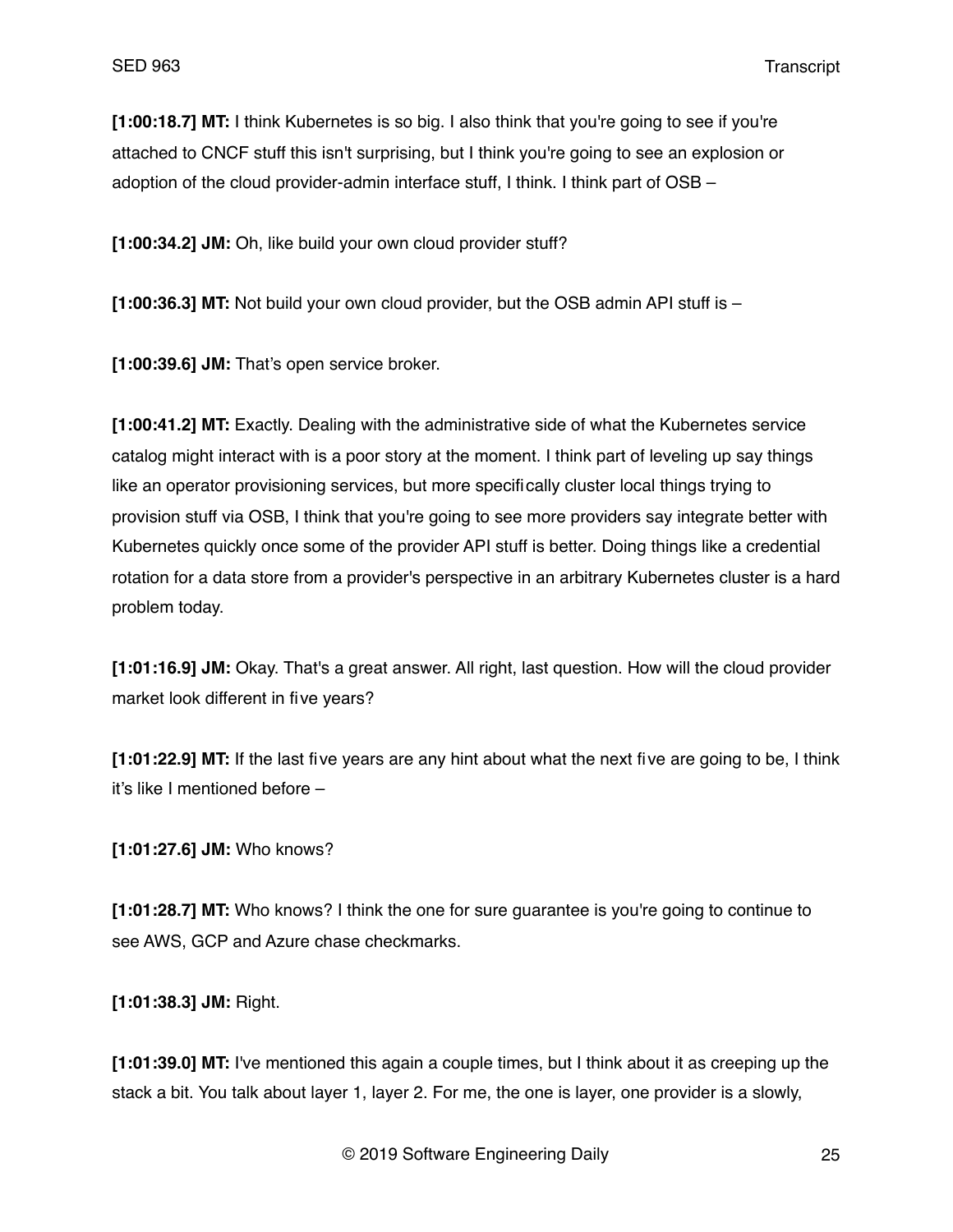**[1:00:18.7] MT:** I think Kubernetes is so big. I also think that you're going to see if you're attached to CNCF stuff this isn't surprising, but I think you're going to see an explosion or adoption of the cloud provider-admin interface stuff, I think. I think part of OSB –

**[1:00:34.2] JM:** Oh, like build your own cloud provider stuff?

**[1:00:36.3] MT:** Not build your own cloud provider, but the OSB admin API stuff is –

**[1:00:39.6] JM:** That's open service broker.

**[1:00:41.2] MT:** Exactly. Dealing with the administrative side of what the Kubernetes service catalog might interact with is a poor story at the moment. I think part of leveling up say things like an operator provisioning services, but more specifically cluster local things trying to provision stuff via OSB, I think that you're going to see more providers say integrate better with Kubernetes quickly once some of the provider API stuff is better. Doing things like a credential rotation for a data store from a provider's perspective in an arbitrary Kubernetes cluster is a hard problem today.

**[1:01:16.9] JM:** Okay. That's a great answer. All right, last question. How will the cloud provider market look different in five years?

**[1:01:22.9] MT:** If the last five years are any hint about what the next five are going to be, I think it's like I mentioned before –

**[1:01:27.6] JM:** Who knows?

**[1:01:28.7] MT:** Who knows? I think the one for sure guarantee is you're going to continue to see AWS, GCP and Azure chase checkmarks.

**[1:01:38.3] JM:** Right.

**[1:01:39.0] MT:** I've mentioned this again a couple times, but I think about it as creeping up the stack a bit. You talk about layer 1, layer 2. For me, the one is layer, one provider is a slowly,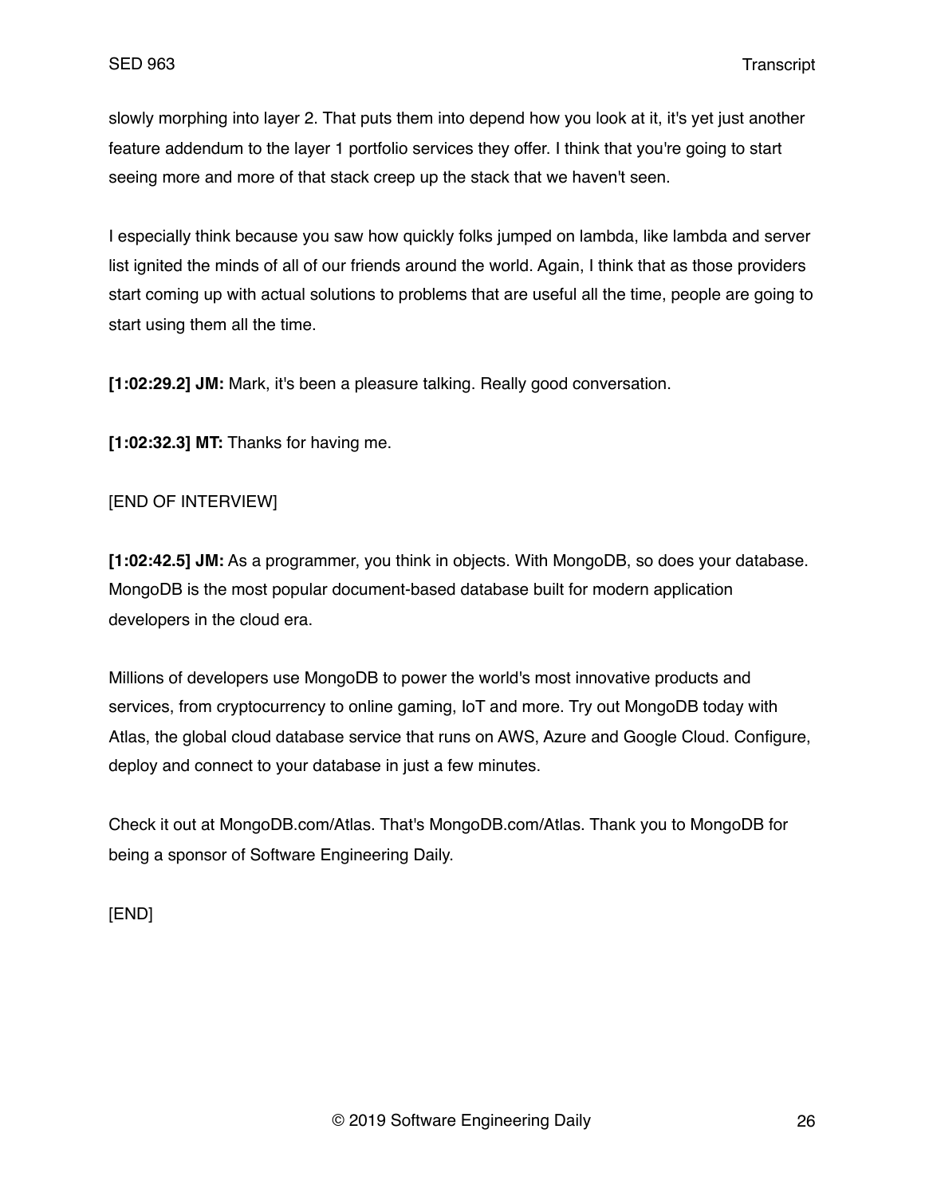slowly morphing into layer 2. That puts them into depend how you look at it, it's yet just another feature addendum to the layer 1 portfolio services they offer. I think that you're going to start seeing more and more of that stack creep up the stack that we haven't seen.

I especially think because you saw how quickly folks jumped on lambda, like lambda and server list ignited the minds of all of our friends around the world. Again, I think that as those providers start coming up with actual solutions to problems that are useful all the time, people are going to start using them all the time.

**[1:02:29.2] JM:** Mark, it's been a pleasure talking. Really good conversation.

**[1:02:32.3] MT:** Thanks for having me.

[END OF INTERVIEW]

**[1:02:42.5] JM:** As a programmer, you think in objects. With MongoDB, so does your database. MongoDB is the most popular document-based database built for modern application developers in the cloud era.

Millions of developers use MongoDB to power the world's most innovative products and services, from cryptocurrency to online gaming, IoT and more. Try out MongoDB today with Atlas, the global cloud database service that runs on AWS, Azure and Google Cloud. Configure, deploy and connect to your database in just a few minutes.

Check it out at MongoDB.com/Atlas. That's MongoDB.com/Atlas. Thank you to MongoDB for being a sponsor of Software Engineering Daily.

[END]